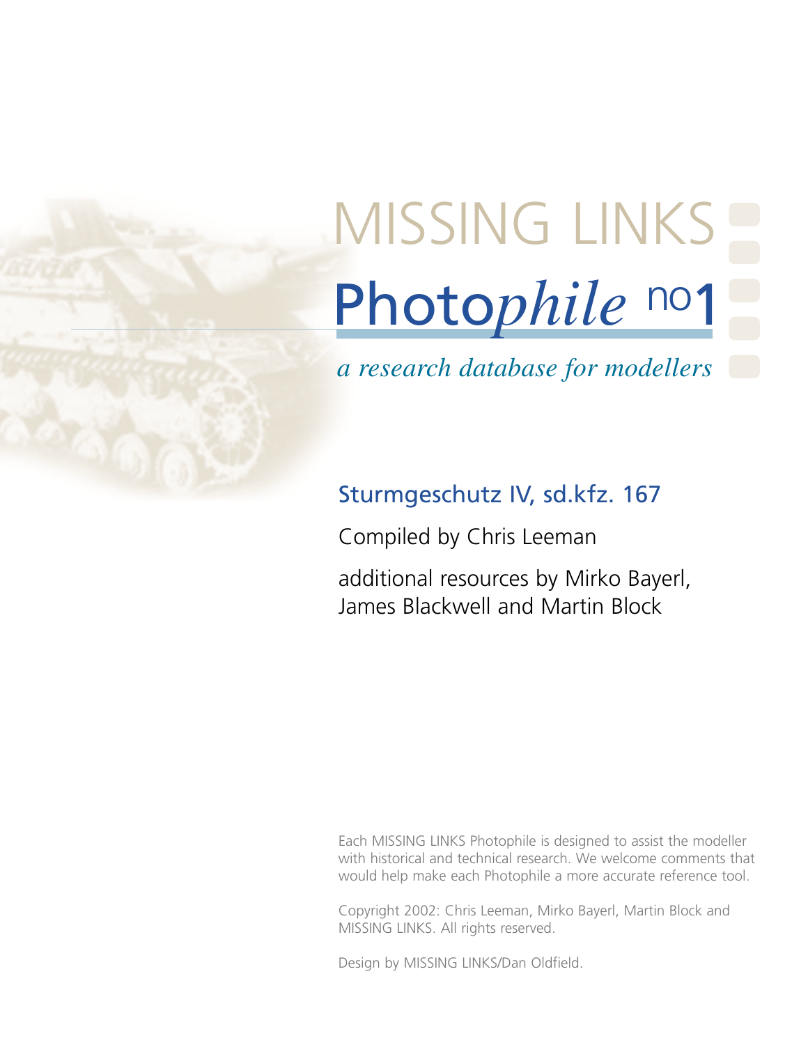# MISSING LINKS

# Photo*phile* no1

*a research database for modellers*

## Sturmgeschutz IV, sd.kfz. 167

Compiled by Chris Leeman

additional resources by Mirko Bayerl, James Blackwell and Martin Block

Each MISSING LINKS Photophile is designed to assist the modeller with historical and technical research. We welcome comments that would help make each Photophile a more accurate reference tool.

Copyright 2002: Chris Leeman, Mirko Bayerl, Martin Block and MISSING LINKS. All rights reserved.

Design by MISSING LINKS/Dan Oldfield.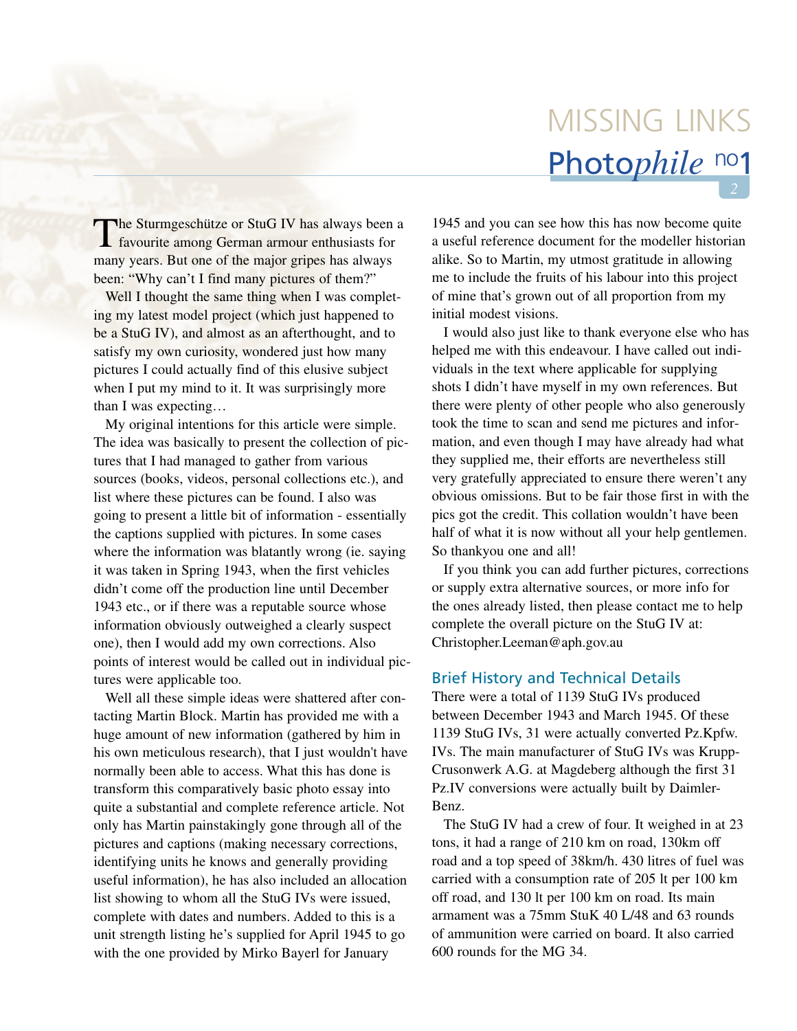The Sturmgeschütze or StuG IV has always been a favourite among German armour enthusiasts for many years. But one of the major gripes has always been: "Why can't I find many pictures of them?"

Well I thought the same thing when I was completing my latest model project (which just happened to be a StuG IV), and almost as an afterthought, and to satisfy my own curiosity, wondered just how many pictures I could actually find of this elusive subject when I put my mind to it. It was surprisingly more than I was expecting…

My original intentions for this article were simple. The idea was basically to present the collection of pictures that I had managed to gather from various sources (books, videos, personal collections etc.), and list where these pictures can be found. I also was going to present a little bit of information - essentially the captions supplied with pictures. In some cases where the information was blatantly wrong (ie. saying it was taken in Spring 1943, when the first vehicles didn't come off the production line until December 1943 etc., or if there was a reputable source whose information obviously outweighed a clearly suspect one), then I would add my own corrections. Also points of interest would be called out in individual pictures were applicable too.

Well all these simple ideas were shattered after contacting Martin Block. Martin has provided me with a huge amount of new information (gathered by him in his own meticulous research), that I just wouldn't have normally been able to access. What this has done is transform this comparatively basic photo essay into quite a substantial and complete reference article. Not only has Martin painstakingly gone through all of the pictures and captions (making necessary corrections, identifying units he knows and generally providing useful information), he has also included an allocation list showing to whom all the StuG IVs were issued, complete with dates and numbers. Added to this is a unit strength listing he's supplied for April 1945 to go with the one provided by Mirko Bayerl for January 1945 and you can see how this has now become quite a useful reference document for the modeller historian alike. So to Martin, my utmost gratitude in allowing me to include the fruits of his labour into this project of mine that's grown out of all proportion from my initial modest visions.

I would also just like to thank everyone else who has helped me with this endeavour. I have called out individuals in the text where applicable for supplying shots I didn't have myself in my own references. But there were plenty of other people who also generously took the time to scan and send me pictures and information, and even though I may have already had what they supplied me, their efforts are nevertheless still very gratefully appreciated to ensure there weren't any obvious omissions. But to be fair those first in with the pics got the credit. This collation wouldn't have been half of what it is now without all your help gentlemen. So thankyou one and all!

If you think you can add further pictures, corrections or supply extra alternative sources, or more info for the ones already listed, then please contact me to help complete the overall picture on the StuG IV at: Christopher.Leeman@aph.gov.au

## Brief History and Technical Details

There were a total of 1139 StuG IVs produced between December 1943 and March 1945. Of these 1139 StuG IVs, 31 were actually converted Pz.Kpfw. IVs. The main manufacturer of StuG IVs was Krupp-Crusonwerk A.G. at Magdeberg although the first 31 Pz.IV conversions were actually built by Daimler-Benz.

The StuG IV had a crew of four. It weighed in at 23 tons, it had a range of 210 km on road, 130km off road and a top speed of 38km/h. 430 litres of fuel was carried with a consumption rate of 205 lt per 100 km off road, and 130 lt per 100 km on road. Its main armament was a 75mm StuK 40 L/48 and 63 rounds of ammunition were carried on board. It also carried 600 rounds for the MG 34.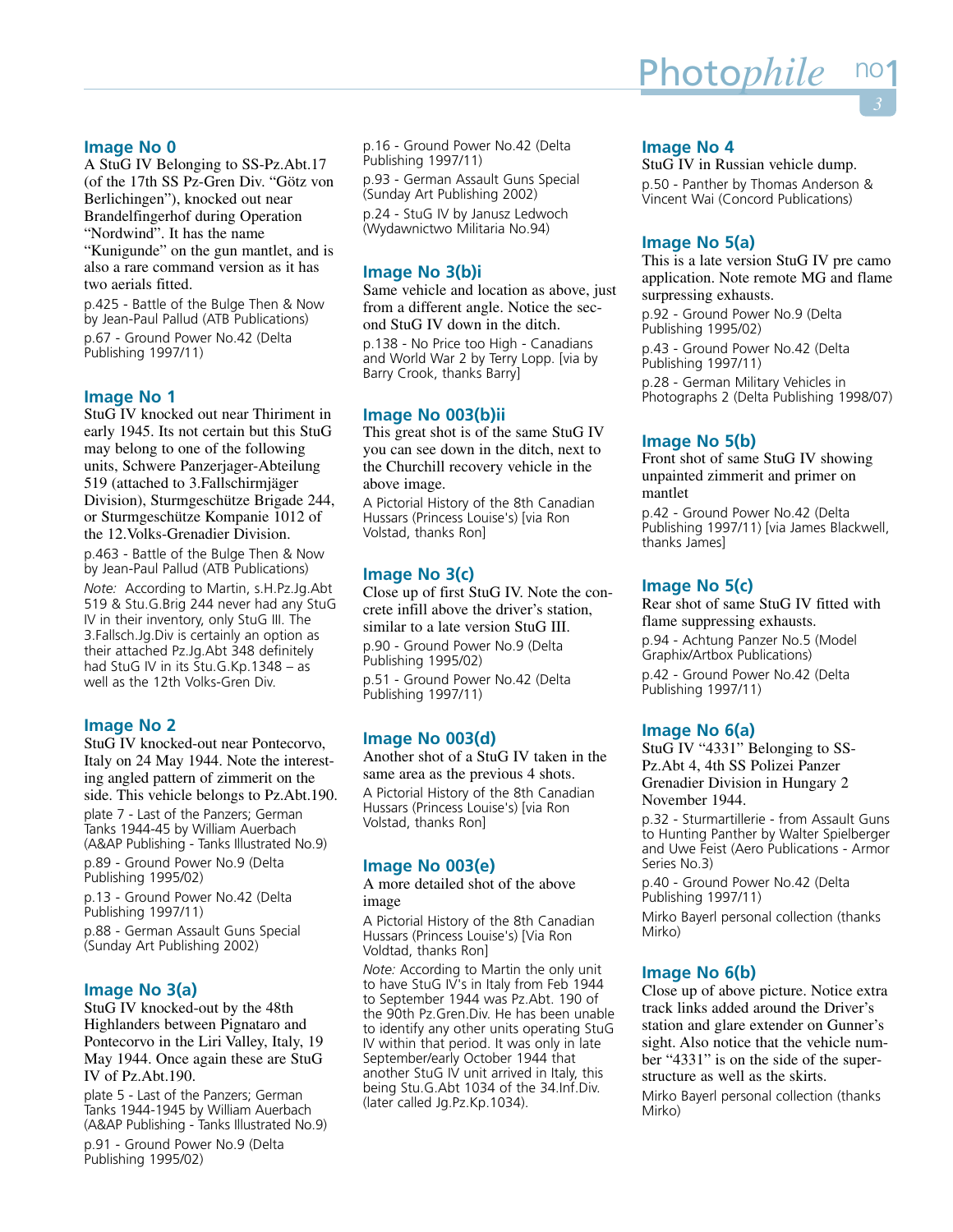## Image No 0

A StuG IV Belonging to SS-Pz.Abt.17 (of the 17th SS Pz-Gren Div. "Götz von Berlichingen"), knocked out near Brandelfingerhof during Operation "Nordwind". It has the name "Kunigunde" on the gun mantlet, and is also a rare command version as it has two aerials fitted.

p.425 - Battle of the Bulge Then & Now by Jean-Paul Pallud (ATB Publications)

p.67 - Ground Power No.42 (Delta Publishing 1997/11)

## Image No 1

StuG IV knocked out near Thiriment in early 1945. Its not certain but this StuG may belong to one of the following units, Schwere Panzerjager-Abteilung 519 (attached to 3.Fallschirmjäger Division), Sturmgeschütze Brigade 244, or Sturmgeschütze Kompanie 1012 of the 12.Volks-Grenadier Division.

p.463 - Battle of the Bulge Then & Now by Jean-Paul Pallud (ATB Publications)

*Note:* According to Martin, s.H.Pz.Jg.Abt 519 & Stu.G.Brig 244 never had any StuG IV in their inventory, only StuG III. The 3.Fallsch.Jg.Div is certainly an option as their attached Pz.Jg.Abt 348 definitely had StuG IV in its Stu.G.Kp.1348 – as well as the 12th Volks-Gren Div.

## Image No 2

StuG IV knocked-out near Pontecorvo, Italy on 24 May 1944. Note the interesting angled pattern of zimmerit on the side. This vehicle belongs to Pz.Abt.190.

plate 7 - Last of the Panzers; German Tanks 1944-45 by William Auerbach (A&AP Publishing - Tanks Illustrated No.9)

p.89 - Ground Power No.9 (Delta Publishing 1995/02)

p.13 - Ground Power No.42 (Delta Publishing 1997/11)

p.88 - German Assault Guns Special (Sunday Art Publishing 2002)

## Image No 3(a)

StuG IV knocked-out by the 48th Highlanders between Pignataro and Pontecorvo in the Liri Valley, Italy, 19 May 1944. Once again these are StuG IV of Pz.Abt.190.

plate 5 - Last of the Panzers; German Tanks 1944-1945 by William Auerbach (A&AP Publishing - Tanks Illustrated No.9)

p.91 - Ground Power No.9 (Delta Publishing 1995/02)

p.16 - Ground Power No.42 (Delta Publishing 1997/11)

p.93 - German Assault Guns Special (Sunday Art Publishing 2002)

p.24 - StuG IV by Janusz Ledwoch (Wydawnictwo Militaria No.94)

## Image No 3(b)i

Same vehicle and location as above, just from a different angle. Notice the second StuG IV down in the ditch.

p.138 - No Price too High - Canadians and World War 2 by Terry Lopp. [via by Barry Crook, thanks Barry]

## Image No 003(b)ii

This great shot is of the same StuG IV you can see down in the ditch, next to the Churchill recovery vehicle in the above image.

A Pictorial History of the 8th Canadian Hussars (Princess Louise's) [via Ron Volstad, thanks Ron]

## Image No 3(c)

Close up of first StuG IV. Note the concrete infill above the driver's station, similar to a late version StuG III.

p.90 - Ground Power No.9 (Delta Publishing 1995/02)

p.51 - Ground Power No.42 (Delta Publishing 1997/11)

## Image No 003(d)

Another shot of a StuG IV taken in the same area as the previous 4 shots.

A Pictorial History of the 8th Canadian Hussars (Princess Louise's) [via Ron Volstad, thanks Ron]

## Image No 003(e)

A more detailed shot of the above image

A Pictorial History of the 8th Canadian Hussars (Princess Louise's) [Via Ron Voldtad, thanks Ron]

*Note:* According to Martin the only unit to have StuG IV's in Italy from Feb 1944 to September 1944 was Pz.Abt. 190 of the 90th Pz.Gren.Div. He has been unable to identify any other units operating StuG IV within that period. It was only in late September/early October 1944 that another StuG IV unit arrived in Italy, this being Stu.G.Abt 1034 of the 34.Inf.Div. (later called Jg.Pz.Kp.1034).

## Image No 4

StuG IV in Russian vehicle dump.

p.50 - Panther by Thomas Anderson & Vincent Wai (Concord Publications)

## Image No 5(a)

This is a late version StuG IV pre camo application. Note remote MG and flame surpressing exhausts.

p.92 - Ground Power No.9 (Delta Publishing 1995/02)

p.43 - Ground Power No.42 (Delta Publishing 1997/11)

p.28 - German Military Vehicles in Photographs 2 (Delta Publishing 1998/07)

## Image No 5(b)

Front shot of same StuG IV showing unpainted zimmerit and primer on mantlet

p.42 - Ground Power No.42 (Delta Publishing 1997/11) [via James Blackwell, thanks James]

## Image No 5(c)

Rear shot of same StuG IV fitted with flame suppressing exhausts.

p.94 - Achtung Panzer No.5 (Model Graphix/Artbox Publications)

p.42 - Ground Power No.42 (Delta Publishing 1997/11)

## Image No 6(a)

StuG IV "4331" Belonging to SS-Pz.Abt 4, 4th SS Polizei Panzer Grenadier Division in Hungary 2 November 1944.

p.32 - Sturmartillerie - from Assault Guns to Hunting Panther by Walter Spielberger and Uwe Feist (Aero Publications - Armor Series No.3)

p.40 - Ground Power No.42 (Delta Publishing 1997/11)

Mirko Bayerl personal collection (thanks Mirko)

## Image No 6(b)

Close up of above picture. Notice extra track links added around the Driver's station and glare extender on Gunner's sight. Also notice that the vehicle number "4331" is on the side of the superstructure as well as the skirts.

Mirko Bayerl personal collection (thanks Mirko)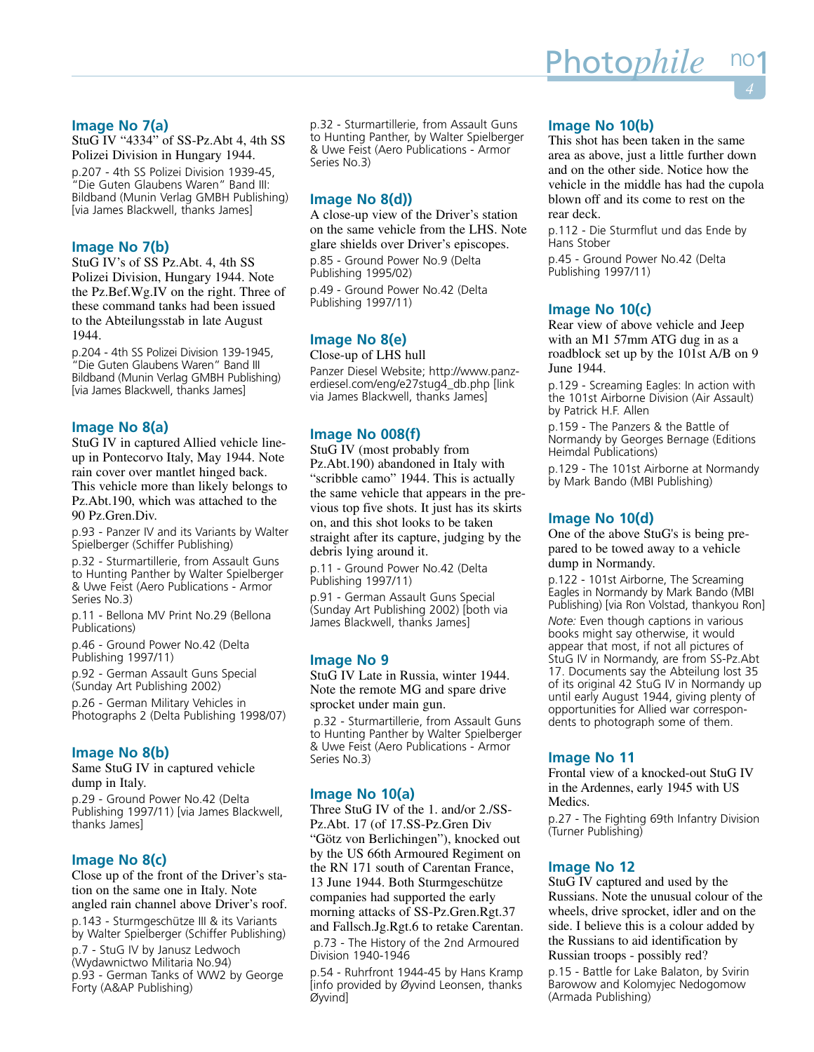### Image No 7(a)

StuG IV "4334" of SS-Pz.Abt 4, 4th SS Polizei Division in Hungary 1944.

p.207 - 4th SS Polizei Division 1939-45, "Die Guten Glaubens Waren" Band III: Bildband (Munin Verlag GMBH Publishing) [via James Blackwell, thanks James]

### Image No 7(b)

StuG IV's of SS Pz.Abt. 4, 4th SS Polizei Division, Hungary 1944. Note the Pz.Bef.Wg.IV on the right. Three of these command tanks had been issued to the Abteilungsstab in late August 1944.

p.204 - 4th SS Polizei Division 139-1945, "Die Guten Glaubens Waren" Band III Bildband (Munin Verlag GMBH Publishing) [via James Blackwell, thanks James]

### Image No 8(a)

StuG IV in captured Allied vehicle line-up in Pontecorvo Italy, May 1944. Note rain cover over mantlet hinged back. This vehicle more than likely belongs to Pz.Abt.190, which was attached to the 90 Pz.Gren.Div.

p.93 - Panzer IV and its Variants by Walter Spielberger (Schiffer Publishing)

p.32 - Sturmartillerie, from Assault Guns to Hunting Panther by Walter Spielberger & Uwe Feist (Aero Publications - Armor Series No.3)

p.11 - Bellona MV Print No.29 (Bellona Publications)

p.46 - Ground Power No.42 (Delta Publishing 1997/11)

p.92 - German Assault Guns Special (Sunday Art Publishing 2002)

p.26 - German Military Vehicles in Photographs 2 (Delta Publishing 1998/07)

### Image No 8(b)

Same StuG IV in captured vehicle dump in Italy.

p.29 - Ground Power No.42 (Delta Publishing 1997/11) [via James Blackwell, thanks James]

### Image No 8(c)

Close up of the front of the Driver's station on the same one in Italy. Note angled rain channel above Driver's roof.

p.143 - Sturmgeschütze III & its Variants by Walter Spielberger (Schiffer Publishing)

p.7 - StuG IV by Janusz Ledwoch (Wydawnictwo Militaria No.94)
p.93 - German Tanks of WW2 by George Forty (A&AP Publishing)

p.32 - Sturmartillerie, from Assault Guns to Hunting Panther, by Walter Spielberger & Uwe Feist (Aero Publications - Armor Series No.3)

### Image No 8(d))

A close-up view of the Driver's station on the same vehicle from the LHS. Note glare shields over Driver's episcopes.

p.85 - Ground Power No.9 (Delta Publishing 1995/02)

p.49 - Ground Power No.42 (Delta Publishing 1997/11)

### Image No 8(e)

Close-up of LHS hull

Panzer Diesel Website; http://www.panzerdiesel.com/eng/e27stug4_db.php [link via James Blackwell, thanks James]

### Image No 008(f)

StuG IV (most probably from Pz.Abt.190) abandoned in Italy with "scribble camo" 1944. This is actually the same vehicle that appears in the previous top five shots. It just has its skirts on, and this shot looks to be taken straight after its capture, judging by the debris lying around it.

p.11 - Ground Power No.42 (Delta Publishing 1997/11)

p.91 - German Assault Guns Special (Sunday Art Publishing 2002) [both via James Blackwell, thanks James]

### Image No 9

StuG IV Late in Russia, winter 1944. Note the remote MG and spare drive sprocket under main gun.

p.32 - Sturmartillerie, from Assault Guns to Hunting Panther by Walter Spielberger & Uwe Feist (Aero Publications - Armor Series No.3)

### Image No 10(a)

Three StuG IV of the 1. and/or 2./SS-Pz.Abt. 17 (of 17.SS-Pz.Gren Div "Götz von Berlichingen"), knocked out by the US 66th Armoured Regiment on the RN 171 south of Carentan France, 13 June 1944. Both Sturmgeschütze companies had supported the early morning attacks of SS-Pz.Gren.Rgt.37 and Fallsch.Jg.Rgt.6 to retake Carentan.

p.73 - The History of the 2nd Armoured Division 1940-1946

p.54 - Ruhrfront 1944-45 by Hans Kramp [info provided by Øyvind Leonsen, thanks Øyvind]

### Image No 10(b)

This shot has been taken in the same area as above, just a little further down and on the other side. Notice how the vehicle in the middle has had the cupola blown off and its come to rest on the rear deck.

p.112 - Die Sturmflut und das Ende by Hans Stober

p.45 - Ground Power No.42 (Delta Publishing 1997/11)

### Image No 10(c)

Rear view of above vehicle and Jeep with an M1 57mm ATG dug in as a roadblock set up by the 101st A/B on 9 June 1944.

p.129 - Screaming Eagles: In action with the 101st Airborne Division (Air Assault) by Patrick H.F. Allen

p.159 - The Panzers & the Battle of Normandy by Georges Bernage (Editions Heimdal Publications)

p.129 - The 101st Airborne at Normandy by Mark Bando (MBI Publishing)

### Image No 10(d)

One of the above StuG's is being prepared to be towed away to a vehicle dump in Normandy.

p.122 - 101st Airborne, The Screaming Eagles in Normandy by Mark Bando (MBI Publishing) [via Ron Volstad, thankyou Ron]

*Note:* Even though captions in various books might say otherwise, it would appear that most, if not all pictures of StuG IV in Normandy, are from SS-Pz.Abt 17. Documents say the Abteilung lost 35 of its original 42 StuG IV in Normandy up until early August 1944, giving plenty of opportunities for Allied war correspondents to photograph some of them.

### Image No 11

Frontal view of a knocked-out StuG IV in the Ardennes, early 1945 with US Medics.

p.27 - The Fighting 69th Infantry Division (Turner Publishing)

### Image No 12

StuG IV captured and used by the Russians. Note the unusual colour of the wheels, drive sprocket, idler and on the side. I believe this is a colour added by the Russians to aid identification by Russian troops - possibly red?

p.15 - Battle for Lake Balaton, by Svirin Barowow and Kolomyjec Nedogomow (Armada Publishing)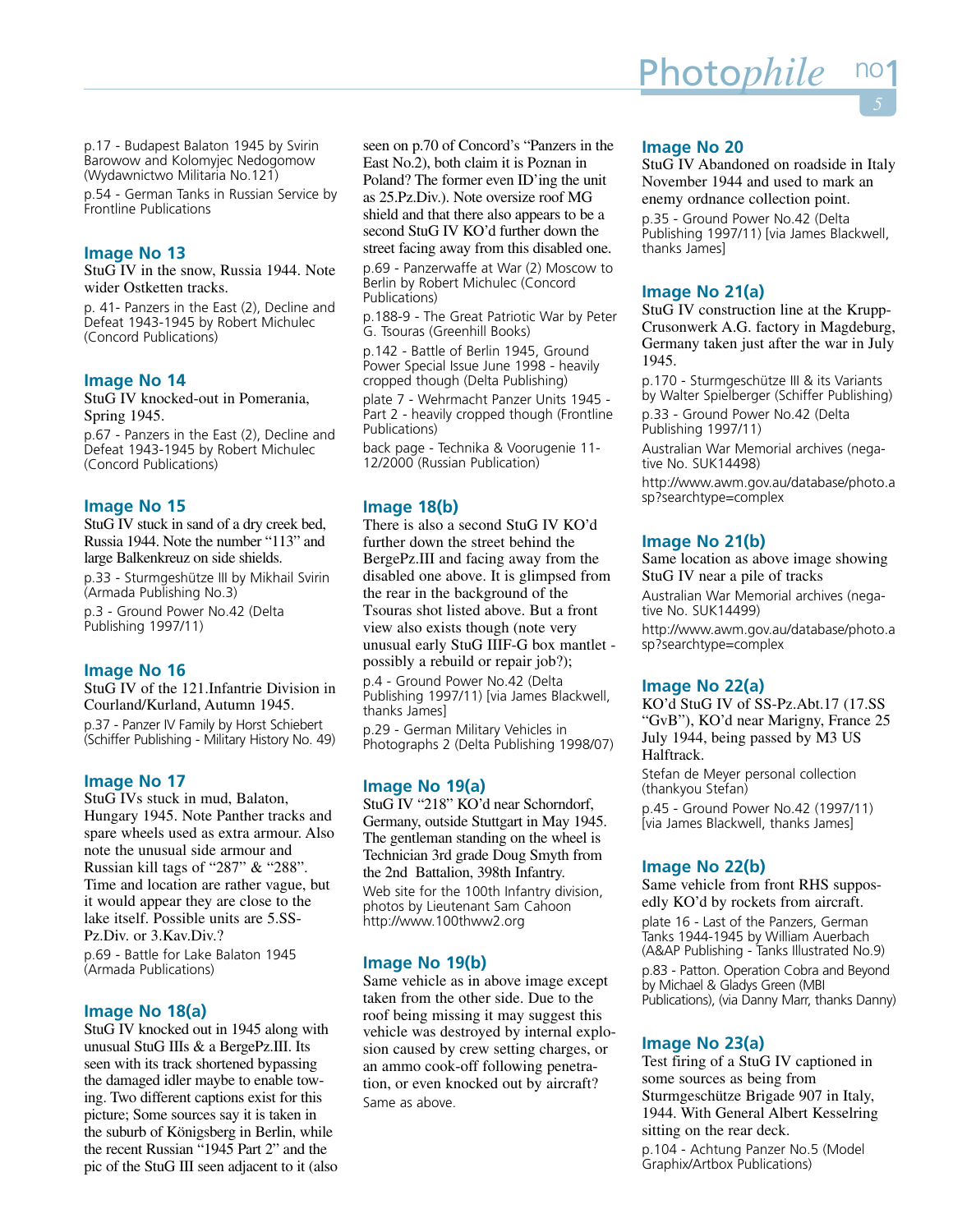p.17 - Budapest Balaton 1945 by Svirin Barowow and Kolomyjec Nedogomow (Wydawnictwo Militaria No.121)

p.54 - German Tanks in Russian Service by Frontline Publications

## Image No 13

StuG IV in the snow, Russia 1944. Note wider Ostketten tracks.

p. 41- Panzers in the East (2), Decline and Defeat 1943-1945 by Robert Michulec (Concord Publications)

## Image No 14

StuG IV knocked-out in Pomerania, Spring 1945.

p.67 - Panzers in the East (2), Decline and Defeat 1943-1945 by Robert Michulec (Concord Publications)

## Image No 15

StuG IV stuck in sand of a dry creek bed, Russia 1944. Note the number "113" and large Balkenkreuz on side shields.

p.33 - Sturmgeshütze III by Mikhail Svirin (Armada Publishing No.3)

p.3 - Ground Power No.42 (Delta Publishing 1997/11)

## Image No 16

StuG IV of the 121.Infantrie Division in Courland/Kurland, Autumn 1945.

p.37 - Panzer IV Family by Horst Schiebert (Schiffer Publishing - Military History No. 49)

## Image No 17

StuG IVs stuck in mud, Balaton, Hungary 1945. Note Panther tracks and spare wheels used as extra armour. Also note the unusual side armour and Russian kill tags of "287" & "288". Time and location are rather vague, but it would appear they are close to the lake itself. Possible units are 5.SS-Pz.Div. or 3.Kav.Div.?

p.69 - Battle for Lake Balaton 1945 (Armada Publications)

## Image No 18(a)

StuG IV knocked out in 1945 along with unusual StuG IIIs & a BergePz.III. Its seen with its track shortened bypassing the damaged idler maybe to enable towing. Two different captions exist for this picture; Some sources say it is taken in the suburb of Königsberg in Berlin, while the recent Russian "1945 Part 2" and the pic of the StuG III seen adjacent to it (also seen on p.70 of Concord's "Panzers in the East No.2), both claim it is Poznan in Poland? The former even ID'ing the unit as 25.Pz.Div.). Note oversize roof MG shield and that there also appears to be a second StuG IV KO'd further down the street facing away from this disabled one.

p.69 - Panzerwaffe at War (2) Moscow to Berlin by Robert Michulec (Concord Publications)

p.188-9 - The Great Patriotic War by Peter G. Tsouras (Greenhill Books)

p.142 - Battle of Berlin 1945, Ground Power Special Issue June 1998 - heavily cropped though (Delta Publishing)

plate 7 - Wehrmacht Panzer Units 1945 - Part 2 - heavily cropped though (Frontline Publications)

back page - Technika & Voorugenie 11-12/2000 (Russian Publication)

## Image 18(b)

There is also a second StuG IV KO'd further down the street behind the BergePz.III and facing away from the disabled one above. It is glimpsed from the rear in the background of the Tsouras shot listed above. But a front view also exists though (note very unusual early StuG IIIF-G box mantlet - possibly a rebuild or repair job?);

p.4 - Ground Power No.42 (Delta Publishing 1997/11) [via James Blackwell, thanks James]

p.29 - German Military Vehicles in Photographs 2 (Delta Publishing 1998/07)

## Image No 19(a)

StuG IV "218" KO'd near Schorndorf, Germany, outside Stuttgart in May 1945. The gentleman standing on the wheel is Technician 3rd grade Doug Smyth from the 2nd Battalion, 398th Infantry.

Web site for the 100th Infantry division, photos by Lieutenant Sam Cahoon http://www.100thww2.org

## Image No 19(b)

Same vehicle as in above image except taken from the other side. Due to the roof being missing it may suggest this vehicle was destroyed by internal explosion caused by crew setting charges, or an ammo cook-off following penetration, or even knocked out by aircraft?

Same as above.

## Image No 20

StuG IV Abandoned on roadside in Italy November 1944 and used to mark an enemy ordnance collection point.

p.35 - Ground Power No.42 (Delta Publishing 1997/11) [via James Blackwell, thanks James]

## Image No 21(a)

StuG IV construction line at the Krupp-Crusonwerk A.G. factory in Magdeburg, Germany taken just after the war in July 1945.

p.170 - Sturmgeschütze III & its Variants by Walter Spielberger (Schiffer Publishing)

p.33 - Ground Power No.42 (Delta Publishing 1997/11)

Australian War Memorial archives (negative No. SUK14498)

http://www.awm.gov.au/database/photo.asp?searchtype=complex

## Image No 21(b)

Same location as above image showing StuG IV near a pile of tracks

Australian War Memorial archives (negative No. SUK14499)

http://www.awm.gov.au/database/photo.asp?searchtype=complex

## Image No 22(a)

KO'd StuG IV of SS-Pz.Abt.17 (17.SS "GvB"), KO'd near Marigny, France 25 July 1944, being passed by M3 US Halftrack.

Stefan de Meyer personal collection (thankyou Stefan)

p.45 - Ground Power No.42 (1997/11) [via James Blackwell, thanks James]

## Image No 22(b)

Same vehicle from front RHS supposedly KO'd by rockets from aircraft.

plate 16 - Last of the Panzers, German Tanks 1944-1945 by William Auerbach (A&AP Publishing - Tanks Illustrated No.9)

p.83 - Patton. Operation Cobra and Beyond by Michael & Gladys Green (MBI Publications), (via Danny Marr, thanks Danny)

## Image No 23(a)

Test firing of a StuG IV captioned in some sources as being from Sturmgeschütze Brigade 907 in Italy, 1944. With General Albert Kesselring sitting on the rear deck.

p.104 - Achtung Panzer No.5 (Model Graphix/Artbox Publications)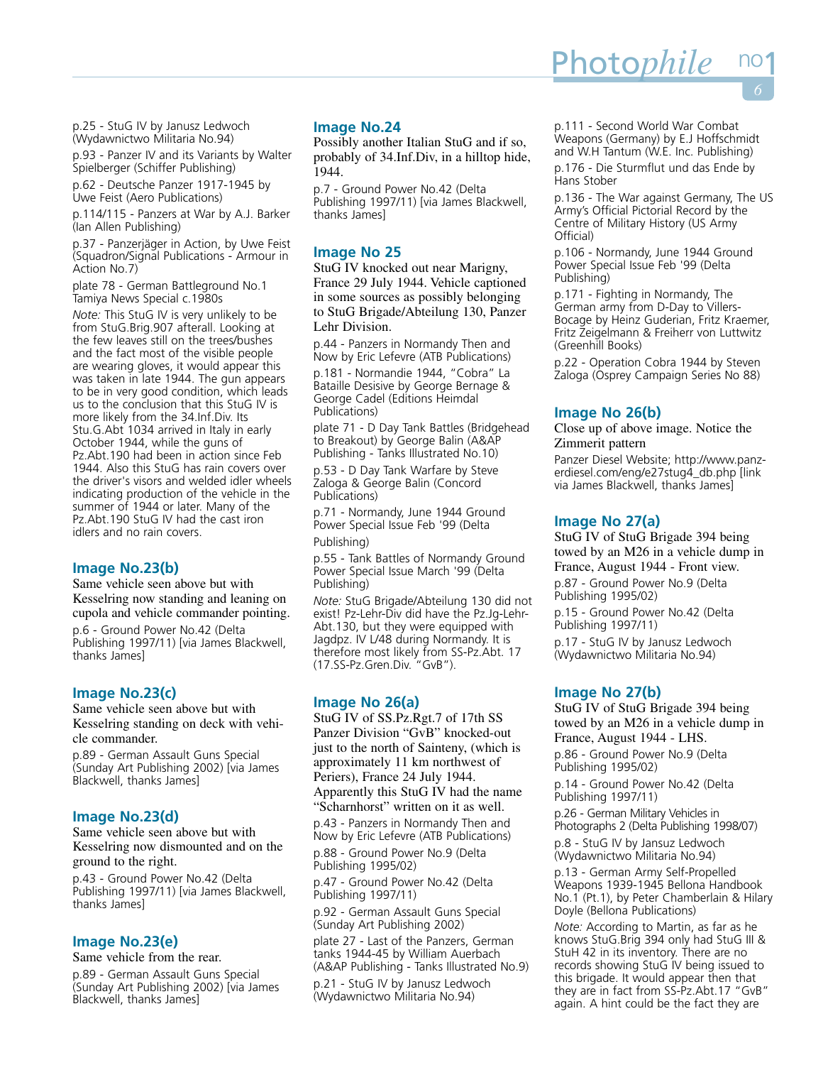p.25 - StuG IV by Janusz Ledwoch (Wydawnictwo Militaria No.94)

p.93 - Panzer IV and its Variants by Walter Spielberger (Schiffer Publishing)

p.62 - Deutsche Panzer 1917-1945 by Uwe Feist (Aero Publications)

p.114/115 - Panzers at War by A.J. Barker (Ian Allen Publishing)

p.37 - Panzerjäger in Action, by Uwe Feist (Squadron/Signal Publications - Armour in Action No.7)

plate 78 - German Battleground No.1 Tamiya News Special c.1980s

*Note:* This StuG IV is very unlikely to be from StuG.Brig.907 afterall. Looking at the few leaves still on the trees/bushes and the fact most of the visible people are wearing gloves, it would appear this was taken in late 1944. The gun appears to be in very good condition, which leads us to the conclusion that this StuG IV is more likely from the 34.Inf.Div. Its Stu.G.Abt 1034 arrived in Italy in early October 1944, while the guns of Pz.Abt.190 had been in action since Feb 1944. Also this StuG has rain covers over the driver's visors and welded idler wheels indicating production of the vehicle in the summer of 1944 or later. Many of the Pz.Abt.190 StuG IV had the cast iron idlers and no rain covers.

## Image No.23(b)

Same vehicle seen above but with Kesselring now standing and leaning on cupola and vehicle commander pointing.

p.6 - Ground Power No.42 (Delta Publishing 1997/11) [via James Blackwell, thanks James]

## Image No.23(c)

Same vehicle seen above but with Kesselring standing on deck with vehicle commander.

p.89 - German Assault Guns Special (Sunday Art Publishing 2002) [via James Blackwell, thanks James]

## Image No.23(d)

Same vehicle seen above but with Kesselring now dismounted and on the ground to the right.

p.43 - Ground Power No.42 (Delta Publishing 1997/11) [via James Blackwell, thanks James]

## Image No.23(e)

Same vehicle from the rear.

p.89 - German Assault Guns Special (Sunday Art Publishing 2002) [via James Blackwell, thanks James]

## Image No.24

Possibly another Italian StuG and if so, probably of 34.Inf.Div, in a hilltop hide, 1944.

p.7 - Ground Power No.42 (Delta Publishing 1997/11) [via James Blackwell, thanks James]

## Image No 25

StuG IV knocked out near Marigny, France 29 July 1944. Vehicle captioned in some sources as possibly belonging to StuG Brigade/Abteilung 130, Panzer Lehr Division.

p.44 - Panzers in Normandy Then and Now by Eric Lefevre (ATB Publications)

p.181 - Normandie 1944, "Cobra" La Bataille Desisive by George Bernage & George Cadel (Editions Heimdal Publications)

plate 71 - D Day Tank Battles (Bridgehead to Breakout) by George Balin (A&AP Publishing - Tanks Illustrated No.10)

p.53 - D Day Tank Warfare by Steve Zaloga & George Balin (Concord Publications)

p.71 - Normandy, June 1944 Ground Power Special Issue Feb '99 (Delta Publishing)

p.55 - Tank Battles of Normandy Ground Power Special Issue March '99 (Delta Publishing)

*Note:* StuG Brigade/Abteilung 130 did not exist! Pz-Lehr-Div did have the Pz.Jg-Lehr-Abt.130, but they were equipped with Jagdpz. IV L/48 during Normandy. It is therefore most likely from SS-Pz.Abt. 17 (17.SS-Pz.Gren.Div. "GvB").

## Image No 26(a)

StuG IV of SS.Pz.Rgt.7 of 17th SS Panzer Division "GvB" knocked-out just to the north of Sainteny, (which is approximately 11 km northwest of Periers), France 24 July 1944. Apparently this StuG IV had the name "Scharnhorst" written on it as well.

p.43 - Panzers in Normandy Then and Now by Eric Lefevre (ATB Publications)

p.88 - Ground Power No.9 (Delta Publishing 1995/02)

p.47 - Ground Power No.42 (Delta Publishing 1997/11)

p.92 - German Assault Guns Special (Sunday Art Publishing 2002)

plate 27 - Last of the Panzers, German tanks 1944-45 by William Auerbach (A&AP Publishing - Tanks Illustrated No.9)

p.21 - StuG IV by Janusz Ledwoch (Wydawnictwo Militaria No.94)

p.111 - Second World War Combat Weapons (Germany) by E.J Hoffschmidt and W.H Tantum (W.E. Inc. Publishing)

p.176 - Die Sturmflut und das Ende by Hans Stober

p.136 - The War against Germany, The US Army's Official Pictorial Record by the Centre of Military History (US Army Official)

p.106 - Normandy, June 1944 Ground Power Special Issue Feb '99 (Delta Publishing)

p.171 - Fighting in Normandy, The German army from D-Day to Villers-Bocage by Heinz Guderian, Fritz Kraemer, Fritz Zeigelmann & Freiherr von Luttwitz (Greenhill Books)

p.22 - Operation Cobra 1944 by Steven Zaloga (Osprey Campaign Series No 88)

## Image No 26(b)

Close up of above image. Notice the Zimmerit pattern

Panzer Diesel Website; http://www.panzerdiesel.com/eng/e27stug4_db.php [link via James Blackwell, thanks James]

## Image No 27(a)

StuG IV of StuG Brigade 394 being towed by an M26 in a vehicle dump in France, August 1944 - Front view.

p.87 - Ground Power No.9 (Delta Publishing 1995/02)

p.15 - Ground Power No.42 (Delta Publishing 1997/11)

p.17 - StuG IV by Janusz Ledwoch (Wydawnictwo Militaria No.94)

## Image No 27(b)

StuG IV of StuG Brigade 394 being towed by an M26 in a vehicle dump in France, August 1944 - LHS.

p.86 - Ground Power No.9 (Delta Publishing 1995/02)

p.14 - Ground Power No.42 (Delta Publishing 1997/11)

p.26 - German Military Vehicles in Photographs 2 (Delta Publishing 1998/07)

p.8 - StuG IV by Jansuz Ledwoch (Wydawnictwo Militaria No.94)

p.13 - German Army Self-Propelled Weapons 1939-1945 Bellona Handbook No.1 (Pt.1), by Peter Chamberlain & Hilary Doyle (Bellona Publications)

*Note:* According to Martin, as far as he knows StuG.Brig 394 only had StuG III & StuH 42 in its inventory. There are no records showing StuG IV being issued to this brigade. It would appear then that they are in fact from SS-Pz.Abt.17 "GvB" again. A hint could be the fact they are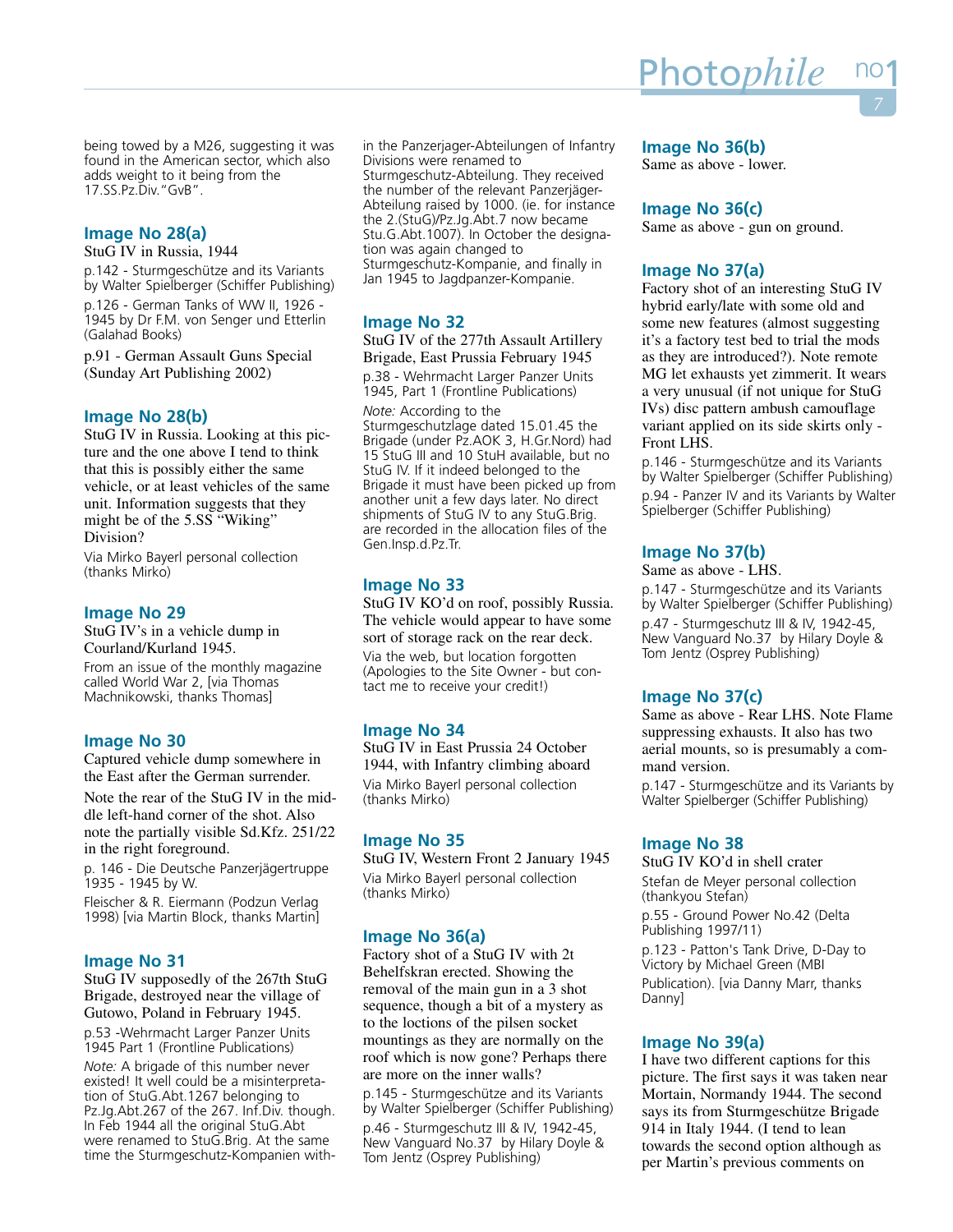being towed by a M26, suggesting it was found in the American sector, which also adds weight to it being from the 17.SS.Pz.Div."GvB".

### Image No 28(a)

StuG IV in Russia, 1944

p.142 - Sturmgeschütze and its Variants by Walter Spielberger (Schiffer Publishing)

p.126 - German Tanks of WW II, 1926 - 1945 by Dr F.M. von Senger und Etterlin (Galahad Books)

p.91 - German Assault Guns Special (Sunday Art Publishing 2002)

### Image No 28(b)

StuG IV in Russia. Looking at this picture and the one above I tend to think that this is possibly either the same vehicle, or at least vehicles of the same unit. Information suggests that they might be of the 5.SS "Wiking" Division?

Via Mirko Bayerl personal collection (thanks Mirko)

### Image No 29

StuG IV's in a vehicle dump in Courland/Kurland 1945.

From an issue of the monthly magazine called World War 2, [via Thomas Machnikowski, thanks Thomas]

### Image No 30

Captured vehicle dump somewhere in the East after the German surrender.

Note the rear of the StuG IV in the middle left-hand corner of the shot. Also note the partially visible Sd.Kfz. 251/22 in the right foreground.

p. 146 - Die Deutsche Panzerjägertruppe 1935 - 1945 by W.

Fleischer & R. Eiermann (Podzun Verlag 1998) [via Martin Block, thanks Martin]

### Image No 31

StuG IV supposedly of the 267th StuG Brigade, destroyed near the village of Gutowo, Poland in February 1945.

p.53 -Wehrmacht Larger Panzer Units 1945 Part 1 (Frontline Publications)

*Note:* A brigade of this number never existed! It well could be a misinterpretation of StuG.Abt.1267 belonging to Pz.Jg.Abt.267 of the 267. Inf.Div. though. In Feb 1944 all the original StuG.Abt were renamed to StuG.Brig. At the same time the Sturmgeschutz-Kompanien within the Panzerjager-Abteilungen of Infantry Divisions were renamed to Sturmgeschutz-Abteilung. They received the number of the relevant Panzerjäger-Abteilung raised by 1000. (ie. for instance the 2.(StuG)/Pz.Jg.Abt.7 now became Stu.G.Abt.1007). In October the designation was again changed to Sturmgeschutz-Kompanie, and finally in Jan 1945 to Jagdpanzer-Kompanie.

### Image No 32

StuG IV of the 277th Assault Artillery Brigade, East Prussia February 1945

p.38 - Wehrmacht Larger Panzer Units 1945, Part 1 (Frontline Publications)

*Note:* According to the Sturmgeschutzlage dated 15.01.45 the Brigade (under Pz.AOK 3, H.Gr.Nord) had 15 StuG III and 10 StuH available, but no StuG IV. If it indeed belonged to the Brigade it must have been picked up from another unit a few days later. No direct shipments of StuG IV to any StuG.Brig. are recorded in the allocation files of the Gen.Insp.d.Pz.Tr.

### Image No 33

StuG IV KO'd on roof, possibly Russia. The vehicle would appear to have some sort of storage rack on the rear deck.

Via the web, but location forgotten (Apologies to the Site Owner - but contact me to receive your credit!)

### Image No 34

StuG IV in East Prussia 24 October 1944, with Infantry climbing aboard

Via Mirko Bayerl personal collection (thanks Mirko)

### Image No 35

StuG IV, Western Front 2 January 1945

Via Mirko Bayerl personal collection (thanks Mirko)

### Image No 36(a)

Factory shot of a StuG IV with 2t Behelfskran erected. Showing the removal of the main gun in a 3 shot sequence, though a bit of a mystery as to the loctions of the pilsen socket mountings as they are normally on the roof which is now gone? Perhaps there are more on the inner walls?

p.145 - Sturmgeschütze and its Variants by Walter Spielberger (Schiffer Publishing)

p.46 - Sturmgeschutz III & IV, 1942-45, New Vanguard No.37 by Hilary Doyle & Tom Jentz (Osprey Publishing)

### Image No 36(b)

Same as above - lower.

### Image No 36(c)

Same as above - gun on ground.

### Image No 37(a)

Factory shot of an interesting StuG IV hybrid early/late with some old and some new features (almost suggesting it's a factory test bed to trial the mods as they are introduced?). Note remote MG let exhausts yet zimmerit. It wears a very unusual (if not unique for StuG IVs) disc pattern ambush camouflage variant applied on its side skirts only - Front LHS.

p.146 - Sturmgeschütze and its Variants by Walter Spielberger (Schiffer Publishing)

p.94 - Panzer IV and its Variants by Walter Spielberger (Schiffer Publishing)

### Image No 37(b)

Same as above - LHS.

p.147 - Sturmgeschütze and its Variants by Walter Spielberger (Schiffer Publishing)

p.47 - Sturmgeschutz III & IV, 1942-45, New Vanguard No.37 by Hilary Doyle & Tom Jentz (Osprey Publishing)

### Image No 37(c)

Same as above - Rear LHS. Note Flame suppressing exhausts. It also has two aerial mounts, so is presumably a command version.

p.147 - Sturmgeschütze and its Variants by Walter Spielberger (Schiffer Publishing)

### Image No 38

StuG IV KO'd in shell crater

Stefan de Meyer personal collection (thankyou Stefan)

p.55 - Ground Power No.42 (Delta Publishing 1997/11)

p.123 - Patton's Tank Drive, D-Day to Victory by Michael Green (MBI Publication). [via Danny Marr, thanks Danny]

### Image No 39(a)

I have two different captions for this picture. The first says it was taken near Mortain, Normandy 1944. The second says its from Sturmgeschütze Brigade 914 in Italy 1944. (I tend to lean towards the second option although as per Martin's previous comments on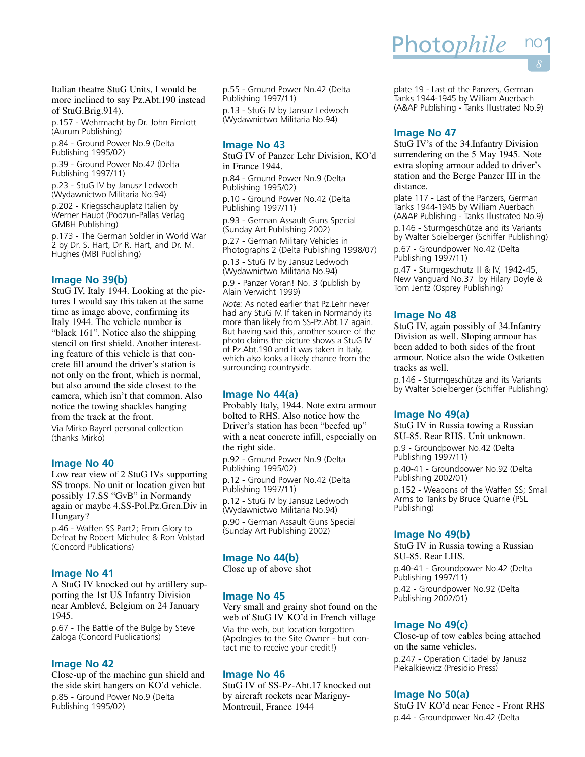Italian theatre StuG Units, I would be more inclined to say Pz.Abt.190 instead of StuG.Brig.914).

p.157 - Wehrmacht by Dr. John Pimlott (Aurum Publishing)

p.84 - Ground Power No.9 (Delta Publishing 1995/02)

p.39 - Ground Power No.42 (Delta Publishing 1997/11)

p.23 - StuG IV by Janusz Ledwoch (Wydawnictwo Militaria No.94)

p.202 - Kriegsschauplatz Italien by Werner Haupt (Podzun-Pallas Verlag GMBH Publishing)

p.173 - The German Soldier in World War 2 by Dr. S. Hart, Dr R. Hart, and Dr. M. Hughes (MBI Publishing)

## Image No 39(b)

StuG IV, Italy 1944. Looking at the pictures I would say this taken at the same time as image above, confirming its Italy 1944. The vehicle number is "black 161". Notice also the shipping stencil on first shield. Another interesting feature of this vehicle is that concrete fill around the driver's station is not only on the front, which is normal, but also around the side closest to the camera, which isn't that common. Also notice the towing shackles hanging from the track at the front.

Via Mirko Bayerl personal collection (thanks Mirko)

## Image No 40

Low rear view of 2 StuG IVs supporting SS troops. No unit or location given but possibly 17.SS "GvB" in Normandy again or maybe 4.SS-Pol.Pz.Gren.Div in Hungary?

p.46 - Waffen SS Part2; From Glory to Defeat by Robert Michulec & Ron Volstad (Concord Publications)

## Image No 41

A StuG IV knocked out by artillery supporting the 1st US Infantry Division near Amblevé, Belgium on 24 January 1945.

p.67 - The Battle of the Bulge by Steve Zaloga (Concord Publications)

## Image No 42

Close-up of the machine gun shield and the side skirt hangers on KO'd vehicle.

p.85 - Ground Power No.9 (Delta Publishing 1995/02)

p.55 - Ground Power No.42 (Delta Publishing 1997/11)

p.13 - StuG IV by Jansuz Ledwoch (Wydawnictwo Militaria No.94)

## Image No 43

StuG IV of Panzer Lehr Division, KO'd in France 1944.

p.84 - Ground Power No.9 (Delta Publishing 1995/02)

p.10 - Ground Power No.42 (Delta Publishing 1997/11)

p.93 - German Assault Guns Special (Sunday Art Publishing 2002)

p.27 - German Military Vehicles in Photographs 2 (Delta Publishing 1998/07)

p.13 - StuG IV by Jansuz Ledwoch (Wydawnictwo Militaria No.94)

p.9 - Panzer Voran! No. 3 (publish by Alain Verwicht 1999)

*Note:* As noted earlier that Pz.Lehr never had any StuG IV. If taken in Normandy its more than likely from SS-Pz.Abt.17 again. But having said this, another source of the photo claims the picture shows a StuG IV of Pz.Abt.190 and it was taken in Italy, which also looks a likely chance from the surrounding countryside.

## Image No 44(a)

Probably Italy, 1944. Note extra armour bolted to RHS. Also notice how the Driver's station has been "beefed up" with a neat concrete infill, especially on the right side.

p.92 - Ground Power No.9 (Delta Publishing 1995/02)

p.12 - Ground Power No.42 (Delta Publishing 1997/11)

p.12 - StuG IV by Jansuz Ledwoch (Wydawnictwo Militaria No.94)

p.90 - German Assault Guns Special (Sunday Art Publishing 2002)

## Image No 44(b)

Close up of above shot

## Image No 45

Very small and grainy shot found on the web of StuG IV KO'd in French village

Via the web, but location forgotten (Apologies to the Site Owner - but contact me to receive your credit!)

## Image No 46

StuG IV of SS-Pz-Abt.17 knocked out by aircraft rockets near Marigny-Montreuil, France 1944

plate 19 - Last of the Panzers, German Tanks 1944-1945 by William Auerbach (A&AP Publishing - Tanks Illustrated No.9)

## Image No 47

StuG IV's of the 34.Infantry Division surrendering on the 5 May 1945. Note extra sloping armour added to driver's station and the Berge Panzer III in the distance.

plate 117 - Last of the Panzers, German Tanks 1944-1945 by William Auerbach (A&AP Publishing - Tanks Illustrated No.9)

p.146 - Sturmgeschütze and its Variants by Walter Spielberger (Schiffer Publishing)

p.67 - Groundpower No.42 (Delta Publishing 1997/11)

p.47 - Sturmgeschutz III & IV, 1942-45, New Vanguard No.37 by Hilary Doyle & Tom Jentz (Osprey Publishing)

## Image No 48

StuG IV, again possibly of 34.Infantry Division as well. Sloping armour has been added to both sides of the front armour. Notice also the wide Ostketten tracks as well.

p.146 - Sturmgeschütze and its Variants by Walter Spielberger (Schiffer Publishing)

## Image No 49(a)

StuG IV in Russia towing a Russian SU-85. Rear RHS. Unit unknown.

p.9 - Groundpower No.42 (Delta Publishing 1997/11)

p.40-41 - Groundpower No.92 (Delta Publishing 2002/01)

p.152 - Weapons of the Waffen SS; Small Arms to Tanks by Bruce Quarrie (PSL Publishing)

## Image No 49(b)

StuG IV in Russia towing a Russian SU-85. Rear LHS.

p.40-41 - Groundpower No.42 (Delta Publishing 1997/11)

p.42 - Groundpower No.92 (Delta Publishing 2002/01)

## Image No 49(c)

Close-up of tow cables being attached on the same vehicles.

p.247 - Operation Citadel by Janusz Piekalkiewicz (Presidio Press)

## Image No 50(a)

StuG IV KO'd near Fence - Front RHS

p.44 - Groundpower No.42 (Delta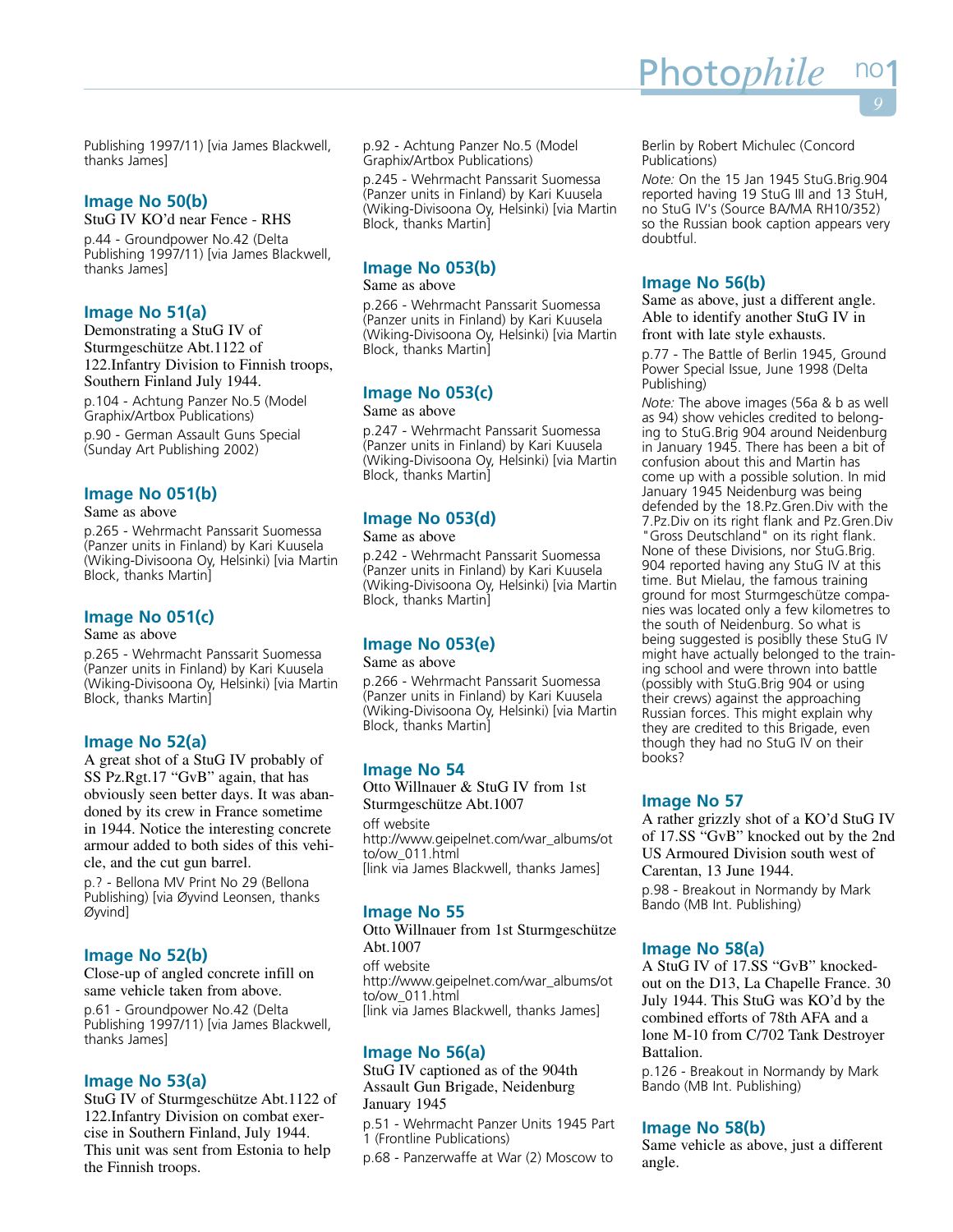Publishing 1997/11) [via James Blackwell, thanks James]

### Image No 50(b)

StuG IV KO'd near Fence - RHS

p.44 - Groundpower No.42 (Delta Publishing 1997/11) [via James Blackwell, thanks James]

### Image No 51(a)

Demonstrating a StuG IV of Sturmgeschütze Abt.1122 of 122.Infantry Division to Finnish troops, Southern Finland July 1944.

p.104 - Achtung Panzer No.5 (Model Graphix/Artbox Publications)

p.90 - German Assault Guns Special (Sunday Art Publishing 2002)

### Image No 051(b)

Same as above

p.265 - Wehrmacht Panssarit Suomessa (Panzer units in Finland) by Kari Kuusela (Wiking-Divisoona Oy, Helsinki) [via Martin Block, thanks Martin]

### Image No 051(c)

Same as above

p.265 - Wehrmacht Panssarit Suomessa (Panzer units in Finland) by Kari Kuusela (Wiking-Divisoona Oy, Helsinki) [via Martin Block, thanks Martin]

### Image No 52(a)

A great shot of a StuG IV probably of SS Pz.Rgt.17 "GvB" again, that has obviously seen better days. It was abandoned by its crew in France sometime in 1944. Notice the interesting concrete armour added to both sides of this vehicle, and the cut gun barrel.

p.? - Bellona MV Print No 29 (Bellona Publishing) [via Øyvind Leonsen, thanks Øyvind]

### Image No 52(b)

Close-up of angled concrete infill on same vehicle taken from above.

p.61 - Groundpower No.42 (Delta Publishing 1997/11) [via James Blackwell, thanks James]

### Image No 53(a)

StuG IV of Sturmgeschütze Abt.1122 of 122.Infantry Division on combat exercise in Southern Finland, July 1944. This unit was sent from Estonia to help the Finnish troops.

p.92 - Achtung Panzer No.5 (Model Graphix/Artbox Publications)

p.245 - Wehrmacht Panssarit Suomessa (Panzer units in Finland) by Kari Kuusela (Wiking-Divisoona Oy, Helsinki) [via Martin Block, thanks Martin]

### Image No 053(b)

Same as above

p.266 - Wehrmacht Panssarit Suomessa (Panzer units in Finland) by Kari Kuusela (Wiking-Divisoona Oy, Helsinki) [via Martin Block, thanks Martin]

### Image No 053(c)

Same as above

p.247 - Wehrmacht Panssarit Suomessa (Panzer units in Finland) by Kari Kuusela (Wiking-Divisoona Oy, Helsinki) [via Martin Block, thanks Martin]

### Image No 053(d)

Same as above

p.242 - Wehrmacht Panssarit Suomessa (Panzer units in Finland) by Kari Kuusela (Wiking-Divisoona Oy, Helsinki) [via Martin Block, thanks Martin]

### Image No 053(e)

Same as above

p.266 - Wehrmacht Panssarit Suomessa (Panzer units in Finland) by Kari Kuusela (Wiking-Divisoona Oy, Helsinki) [via Martin Block, thanks Martin]

### Image No 54

Otto Willnauer & StuG IV from 1st Sturmgeschütze Abt.1007

off website http://www.geipelnet.com/war_albums/otto/ow_011.html [link via James Blackwell, thanks James]

### Image No 55

Otto Willnauer from 1st Sturmgeschütze Abt.1007

off website http://www.geipelnet.com/war_albums/otto/ow_011.html [link via James Blackwell, thanks James]

### Image No 56(a)

StuG IV captioned as of the 904th Assault Gun Brigade, Neidenburg January 1945

p.51 - Wehrmacht Panzer Units 1945 Part 1 (Frontline Publications)

p.68 - Panzerwaffe at War (2) Moscow to Berlin by Robert Michulec (Concord Publications)

*Note:* On the 15 Jan 1945 StuG.Brig.904 reported having 19 StuG III and 13 StuH, no StuG IV's (Source BA/MA RH10/352) so the Russian book caption appears very doubtful.

### Image No 56(b)

Same as above, just a different angle. Able to identify another StuG IV in front with late style exhausts.

p.77 - The Battle of Berlin 1945, Ground Power Special Issue, June 1998 (Delta Publishing)

*Note:* The above images (56a & b as well as 94) show vehicles credited to belonging to StuG.Brig 904 around Neidenburg in January 1945. There has been a bit of confusion about this and Martin has come up with a possible solution. In mid January 1945 Neidenburg was being defended by the 18.Pz.Gren.Div with the 7.Pz.Div on its right flank and Pz.Gren.Div "Gross Deutschland" on its right flank. None of these Divisions, nor StuG.Brig. 904 reported having any StuG IV at this time. But Mielau, the famous training ground for most Sturmgeschütze companies was located only a few kilometres to the south of Neidenburg. So what is being suggested is posiblly these StuG IV might have actually belonged to the training school and were thrown into battle (possibly with StuG.Brig 904 or using their crews) against the approaching Russian forces. This might explain why they are credited to this Brigade, even though they had no StuG IV on their books?

### Image No 57

A rather grizzly shot of a KO'd StuG IV of 17.SS "GvB" knocked out by the 2nd US Armoured Division south west of Carentan, 13 June 1944.

p.98 - Breakout in Normandy by Mark Bando (MB Int. Publishing)

### Image No 58(a)

A StuG IV of 17.SS "GvB" knocked-out on the D13, La Chapelle France. 30 July 1944. This StuG was KO'd by the combined efforts of 78th AFA and a lone M-10 from C/702 Tank Destroyer Battalion.

p.126 - Breakout in Normandy by Mark Bando (MB Int. Publishing)

### Image No 58(b)

Same vehicle as above, just a different angle.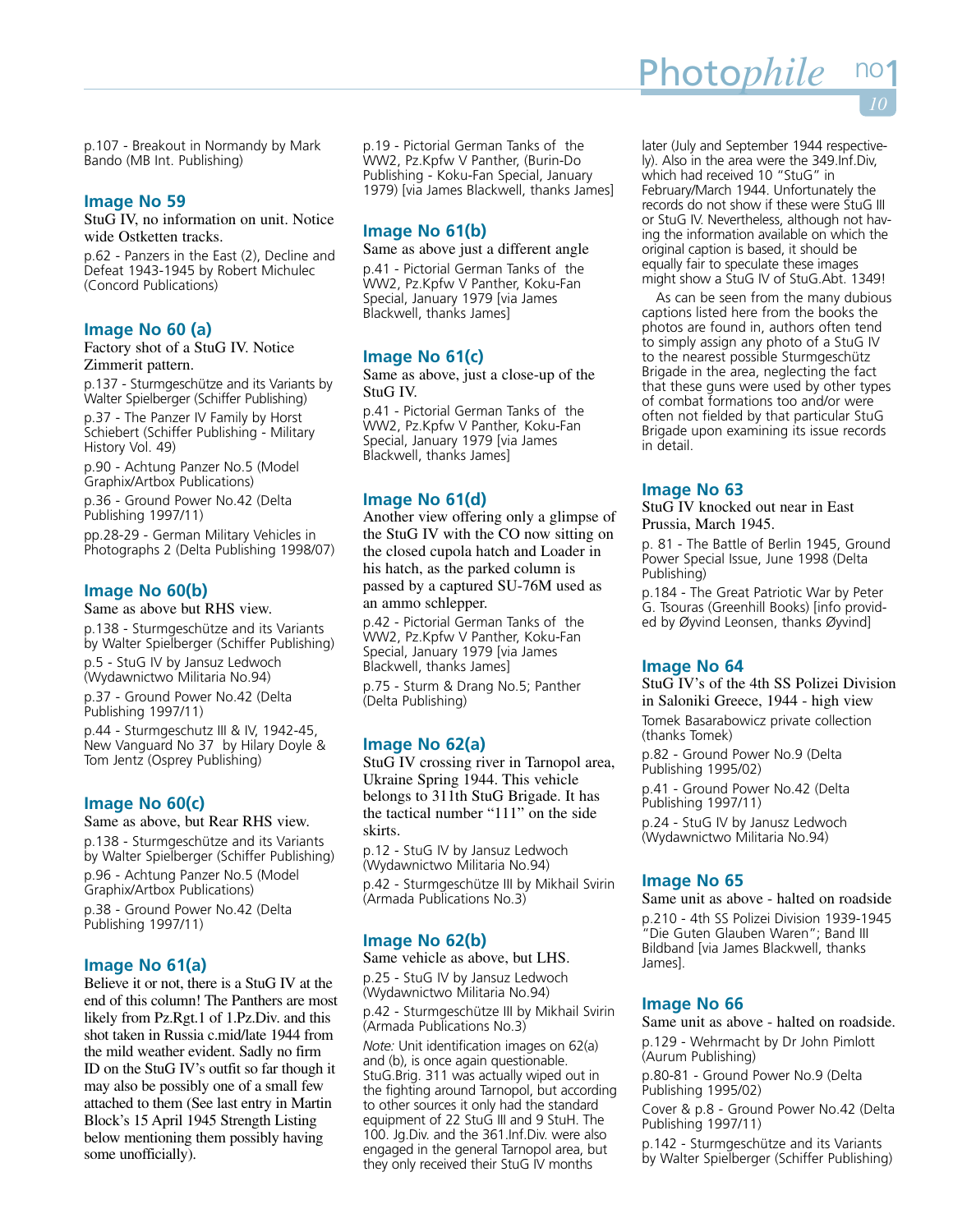p.107 - Breakout in Normandy by Mark Bando (MB Int. Publishing)

### Image No 59

StuG IV, no information on unit. Notice wide Ostketten tracks.

p.62 - Panzers in the East (2), Decline and Defeat 1943-1945 by Robert Michulec (Concord Publications)

### Image No 60 (a)

Factory shot of a StuG IV. Notice Zimmerit pattern.

p.137 - Sturmgeschütze and its Variants by Walter Spielberger (Schiffer Publishing)

p.37 - The Panzer IV Family by Horst Schiebert (Schiffer Publishing - Military History Vol. 49)

p.90 - Achtung Panzer No.5 (Model Graphix/Artbox Publications)

p.36 - Ground Power No.42 (Delta Publishing 1997/11)

pp.28-29 - German Military Vehicles in Photographs 2 (Delta Publishing 1998/07)

### Image No 60(b)

Same as above but RHS view.

p.138 - Sturmgeschütze and its Variants by Walter Spielberger (Schiffer Publishing)

p.5 - StuG IV by Jansuz Ledwoch (Wydawnictwo Militaria No.94)

p.37 - Ground Power No.42 (Delta Publishing 1997/11)

p.44 - Sturmgeschutz III & IV, 1942-45, New Vanguard No 37 by Hilary Doyle & Tom Jentz (Osprey Publishing)

### Image No 60(c)

Same as above, but Rear RHS view.

p.138 - Sturmgeschütze and its Variants by Walter Spielberger (Schiffer Publishing)

p.96 - Achtung Panzer No.5 (Model Graphix/Artbox Publications)

p.38 - Ground Power No.42 (Delta Publishing 1997/11)

### Image No 61(a)

Believe it or not, there is a StuG IV at the end of this column! The Panthers are most likely from Pz.Rgt.1 of 1.Pz.Div. and this shot taken in Russia c.mid/late 1944 from the mild weather evident. Sadly no firm ID on the StuG IV's outfit so far though it may also be possibly one of a small few attached to them (See last entry in Martin Block's 15 April 1945 Strength Listing below mentioning them possibly having some unofficially).

p.19 - Pictorial German Tanks of the WW2, Pz.Kpfw V Panther, (Burin-Do Publishing - Koku-Fan Special, January 1979) [via James Blackwell, thanks James]

### Image No 61(b)

Same as above just a different angle

p.41 - Pictorial German Tanks of the WW2, Pz.Kpfw V Panther, Koku-Fan Special, January 1979 [via James Blackwell, thanks James]

### Image No 61(c)

Same as above, just a close-up of the StuG IV.

p.41 - Pictorial German Tanks of the WW2, Pz.Kpfw V Panther, Koku-Fan Special, January 1979 [via James Blackwell, thanks James]

### Image No 61(d)

Another view offering only a glimpse of the StuG IV with the CO now sitting on the closed cupola hatch and Loader in his hatch, as the parked column is passed by a captured SU-76M used as an ammo schlepper.

p.42 - Pictorial German Tanks of the WW2, Pz.Kpfw V Panther, Koku-Fan Special, January 1979 [via James Blackwell, thanks James]

p.75 - Sturm & Drang No.5; Panther (Delta Publishing)

### Image No 62(a)

StuG IV crossing river in Tarnopol area, Ukraine Spring 1944. This vehicle belongs to 311th StuG Brigade. It has the tactical number "111" on the side skirts.

p.12 - StuG IV by Jansuz Ledwoch (Wydawnictwo Militaria No.94)

p.42 - Sturmgeschütze III by Mikhail Svirin (Armada Publications No.3)

### Image No 62(b)

Same vehicle as above, but LHS.

p.25 - StuG IV by Jansuz Ledwoch (Wydawnictwo Militaria No.94)

p.42 - Sturmgeschütze III by Mikhail Svirin (Armada Publications No.3)

*Note:* Unit identification images on 62(a) and (b), is once again questionable. StuG.Brig. 311 was actually wiped out in the fighting around Tarnopol, but according to other sources it only had the standard equipment of 22 StuG III and 9 StuH. The 100. Jg.Div. and the 361.Inf.Div. were also engaged in the general Tarnopol area, but they only received their StuG IV months later (July and September 1944 respectively). Also in the area were the 349.Inf.Div, which had received 10 "StuG" in February/March 1944. Unfortunately the records do not show if these were StuG III or StuG IV. Nevertheless, although not having the information available on which the original caption is based, it should be equally fair to speculate these images might show a StuG IV of StuG.Abt. 1349!

As can be seen from the many dubious captions listed here from the books the photos are found in, authors often tend to simply assign any photo of a StuG IV to the nearest possible Sturmgeschütz Brigade in the area, neglecting the fact that these guns were used by other types of combat formations too and/or were often not fielded by that particular StuG Brigade upon examining its issue records in detail.

### Image No 63

StuG IV knocked out near in East Prussia, March 1945.

p. 81 - The Battle of Berlin 1945, Ground Power Special Issue, June 1998 (Delta Publishing)

p.184 - The Great Patriotic War by Peter G. Tsouras (Greenhill Books) [info provided by Øyvind Leonsen, thanks Øyvind]

### Image No 64

StuG IV's of the 4th SS Polizei Division in Saloniki Greece, 1944 - high view

Tomek Basarabowicz private collection (thanks Tomek)

p.82 - Ground Power No.9 (Delta Publishing 1995/02)

p.41 - Ground Power No.42 (Delta Publishing 1997/11)

p.24 - StuG IV by Janusz Ledwoch (Wydawnictwo Militaria No.94)

### Image No 65

Same unit as above - halted on roadside

p.210 - 4th SS Polizei Division 1939-1945 "Die Guten Glauben Waren"; Band III Bildband [via James Blackwell, thanks James].

### Image No 66

Same unit as above - halted on roadside.

p.129 - Wehrmacht by Dr John Pimlott (Aurum Publishing)

p.80-81 - Ground Power No.9 (Delta Publishing 1995/02)

Cover & p.8 - Ground Power No.42 (Delta Publishing 1997/11)

p.142 - Sturmgeschütze and its Variants by Walter Spielberger (Schiffer Publishing)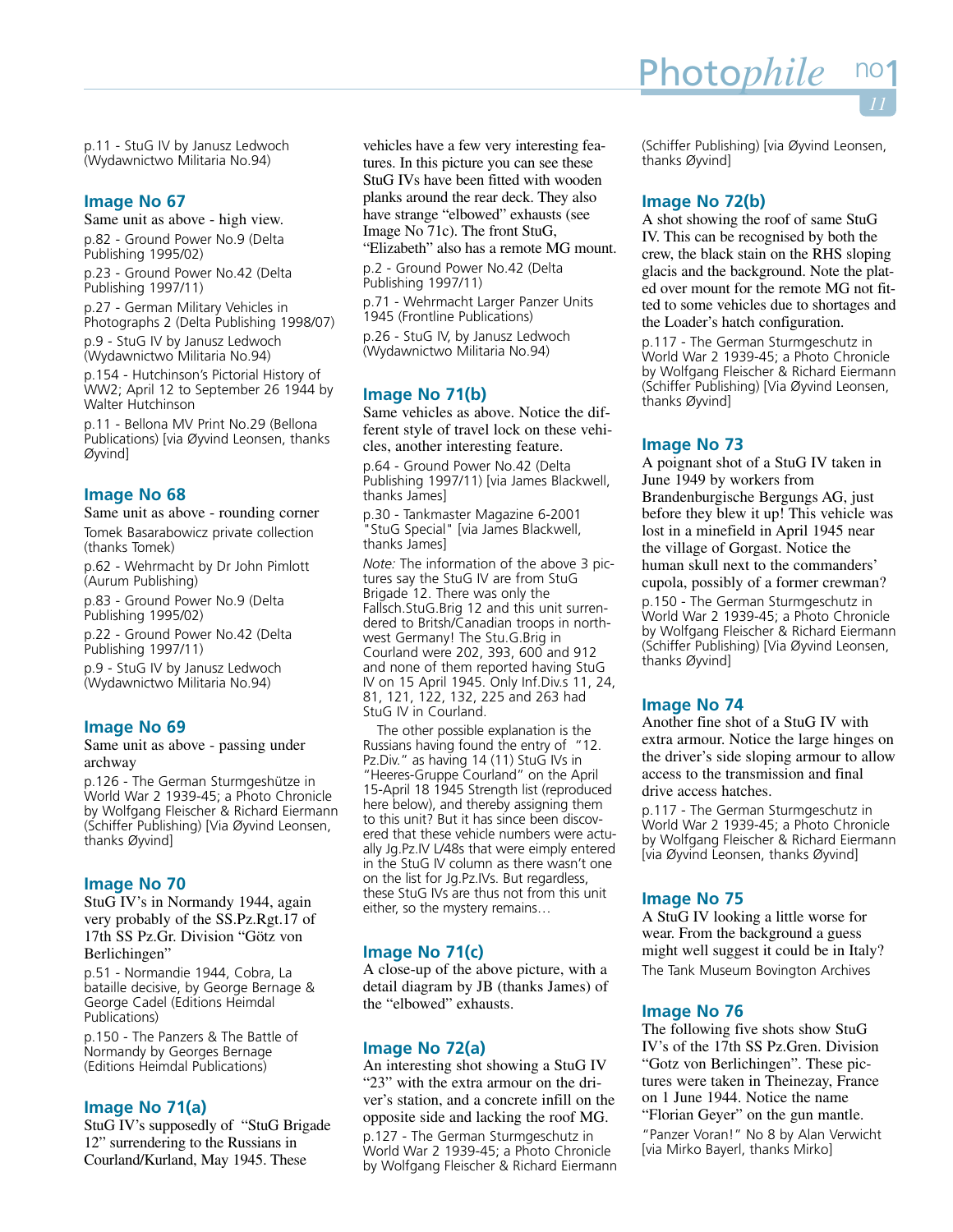p.11 - StuG IV by Janusz Ledwoch (Wydawnictwo Militaria No.94)

### Image No 67

Same unit as above - high view.

p.82 - Ground Power No.9 (Delta Publishing 1995/02)

p.23 - Ground Power No.42 (Delta Publishing 1997/11)

p.27 - German Military Vehicles in Photographs 2 (Delta Publishing 1998/07)

p.9 - StuG IV by Janusz Ledwoch (Wydawnictwo Militaria No.94)

p.154 - Hutchinson's Pictorial History of WW2; April 12 to September 26 1944 by Walter Hutchinson

p.11 - Bellona MV Print No.29 (Bellona Publications) [via Øyvind Leonsen, thanks Øyvind]

### Image No 68

Same unit as above - rounding corner

Tomek Basarabowicz private collection (thanks Tomek)

p.62 - Wehrmacht by Dr John Pimlott (Aurum Publishing)

p.83 - Ground Power No.9 (Delta Publishing 1995/02)

p.22 - Ground Power No.42 (Delta Publishing 1997/11)

p.9 - StuG IV by Janusz Ledwoch (Wydawnictwo Militaria No.94)

### Image No 69

Same unit as above - passing under archway

p.126 - The German Sturmgeshütze in World War 2 1939-45; a Photo Chronicle by Wolfgang Fleischer & Richard Eiermann (Schiffer Publishing) [Via Øyvind Leonsen, thanks Øyvind]

### Image No 70

StuG IV's in Normandy 1944, again very probably of the SS.Pz.Rgt.17 of 17th SS Pz.Gr. Division "Götz von Berlichingen"

p.51 - Normandie 1944, Cobra, La bataille decisive, by George Bernage & George Cadel (Editions Heimdal Publications)

p.150 - The Panzers & The Battle of Normandy by Georges Bernage (Editions Heimdal Publications)

### Image No 71(a)

StuG IV's supposedly of "StuG Brigade 12" surrendering to the Russians in Courland/Kurland, May 1945. These vehicles have a few very interesting features. In this picture you can see these StuG IVs have been fitted with wooden planks around the rear deck. They also have strange "elbowed" exhausts (see Image No 71c). The front StuG, "Elizabeth" also has a remote MG mount.

p.2 - Ground Power No.42 (Delta Publishing 1997/11)

p.71 - Wehrmacht Larger Panzer Units 1945 (Frontline Publications)

p.26 - StuG IV, by Janusz Ledwoch (Wydawnictwo Militaria No.94)

### Image No 71(b)

Same vehicles as above. Notice the different style of travel lock on these vehicles, another interesting feature.

p.64 - Ground Power No.42 (Delta Publishing 1997/11) [via James Blackwell, thanks James]

p.30 - Tankmaster Magazine 6-2001 "StuG Special" [via James Blackwell, thanks James]

*Note:* The information of the above 3 pictures say the StuG IV are from StuG Brigade 12. There was only the Fallsch.StuG.Brig 12 and this unit surrendered to Britsh/Canadian troops in northwest Germany! The Stu.G.Brig in Courland were 202, 393, 600 and 912 and none of them reported having StuG IV on 15 April 1945. Only Inf.Div.s 11, 24, 81, 121, 122, 132, 225 and 263 had StuG IV in Courland.

The other possible explanation is the Russians having found the entry of "12. Pz.Div." as having 14 (11) StuG IVs in "Heeres-Gruppe Courland" on the April 15-April 18 1945 Strength list (reproduced here below), and thereby assigning them to this unit? But it has since been discovered that these vehicle numbers were actually Jg.Pz.IV L/48s that were eimply entered in the StuG IV column as there wasn't one on the list for Jg.Pz.IVs. But regardless, these StuG IVs are thus not from this unit either, so the mystery remains…

### Image No 71(c)

A close-up of the above picture, with a detail diagram by JB (thanks James) of the "elbowed" exhausts.

### Image No 72(a)

An interesting shot showing a StuG IV "23" with the extra armour on the driver's station, and a concrete infill on the opposite side and lacking the roof MG.

p.127 - The German Sturmgeschutz in World War 2 1939-45; a Photo Chronicle by Wolfgang Fleischer & Richard Eiermann (Schiffer Publishing) [via Øyvind Leonsen, thanks Øyvind]

### Image No 72(b)

A shot showing the roof of same StuG IV. This can be recognised by both the crew, the black stain on the RHS sloping glacis and the background. Note the plated over mount for the remote MG not fitted to some vehicles due to shortages and the Loader's hatch configuration.

p.117 - The German Sturmgeschutz in World War 2 1939-45; a Photo Chronicle by Wolfgang Fleischer & Richard Eiermann (Schiffer Publishing) [Via Øyvind Leonsen, thanks Øyvind]

### Image No 73

A poignant shot of a StuG IV taken in June 1949 by workers from Brandenburgische Bergungs AG, just before they blew it up! This vehicle was lost in a minefield in April 1945 near the village of Gorgast. Notice the human skull next to the commanders' cupola, possibly of a former crewman?

p.150 - The German Sturmgeschutz in World War 2 1939-45; a Photo Chronicle by Wolfgang Fleischer & Richard Eiermann (Schiffer Publishing) [Via Øyvind Leonsen, thanks Øyvind]

### Image No 74

Another fine shot of a StuG IV with extra armour. Notice the large hinges on the driver's side sloping armour to allow access to the transmission and final drive access hatches.

p.117 - The German Sturmgeschutz in World War 2 1939-45; a Photo Chronicle by Wolfgang Fleischer & Richard Eiermann [via Øyvind Leonsen, thanks Øyvind]

### Image No 75

A StuG IV looking a little worse for wear. From the background a guess might well suggest it could be in Italy?

The Tank Museum Bovington Archives

### Image No 76

The following five shots show StuG IV's of the 17th SS Pz.Gren. Division "Gotz von Berlichingen". These pictures were taken in Theinezay, France on 1 June 1944. Notice the name "Florian Geyer" on the gun mantle.

"Panzer Voran!" No 8 by Alan Verwicht [via Mirko Bayerl, thanks Mirko]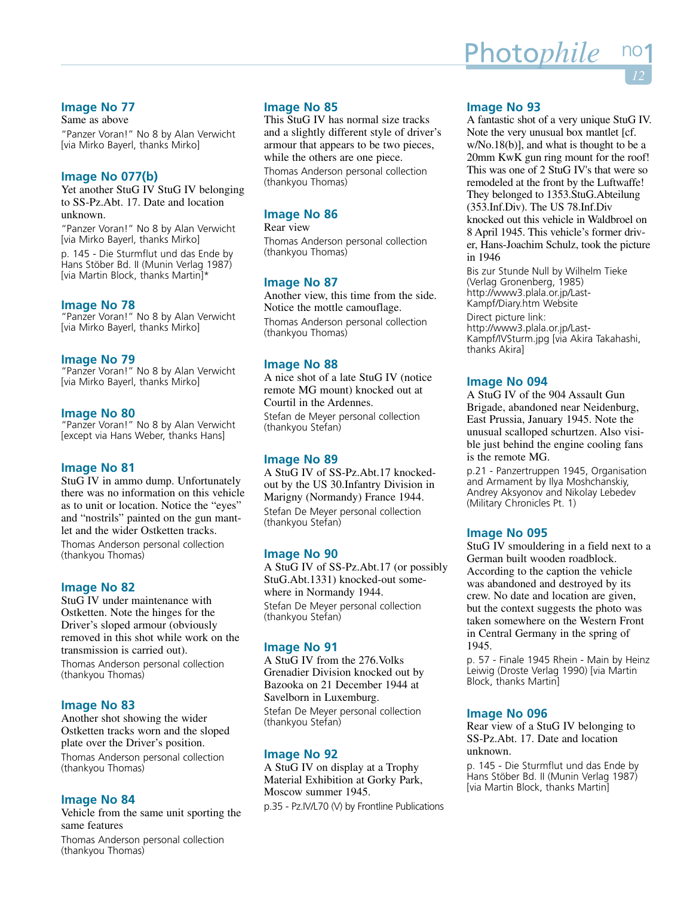### Image No 77

Same as above

"Panzer Voran!" No 8 by Alan Verwicht [via Mirko Bayerl, thanks Mirko]

### Image No 077(b)

Yet another StuG IV StuG IV belonging to SS-Pz.Abt. 17. Date and location unknown.

"Panzer Voran!" No 8 by Alan Verwicht [via Mirko Bayerl, thanks Mirko]

p. 145 - Die Sturmflut und das Ende by Hans Stöber Bd. II (Munin Verlag 1987) [via Martin Block, thanks Martin]*

### Image No 78

"Panzer Voran!" No 8 by Alan Verwicht [via Mirko Bayerl, thanks Mirko]

### Image No 79

"Panzer Voran!" No 8 by Alan Verwicht [via Mirko Bayerl, thanks Mirko]

### Image No 80

"Panzer Voran!" No 8 by Alan Verwicht [except via Hans Weber, thanks Hans]

### Image No 81

StuG IV in ammo dump. Unfortunately there was no information on this vehicle as to unit or location. Notice the "eyes" and "nostrils" painted on the gun mantlet and the wider Ostketten tracks.

Thomas Anderson personal collection (thankyou Thomas)

### Image No 82

StuG IV under maintenance with Ostketten. Note the hinges for the Driver's sloped armour (obviously removed in this shot while work on the transmission is carried out).

Thomas Anderson personal collection (thankyou Thomas)

### Image No 83

Another shot showing the wider Ostketten tracks worn and the sloped plate over the Driver's position.

Thomas Anderson personal collection (thankyou Thomas)

### Image No 84

Vehicle from the same unit sporting the same features

Thomas Anderson personal collection (thankyou Thomas)

### Image No 85

This StuG IV has normal size tracks and a slightly different style of driver's armour that appears to be two pieces, while the others are one piece.

Thomas Anderson personal collection (thankyou Thomas)

### Image No 86

Rear view

Thomas Anderson personal collection (thankyou Thomas)

### Image No 87

Another view, this time from the side. Notice the mottle camouflage.

Thomas Anderson personal collection (thankyou Thomas)

### Image No 88

A nice shot of a late StuG IV (notice remote MG mount) knocked out at Courtil in the Ardennes.

Stefan de Meyer personal collection (thankyou Stefan)

### Image No 89

A StuG IV of SS-Pz.Abt.17 knocked-out by the US 30.Infantry Division in Marigny (Normandy) France 1944.

Stefan De Meyer personal collection (thankyou Stefan)

### Image No 90

A StuG IV of SS-Pz.Abt.17 (or possibly StuG.Abt.1331) knocked-out somewhere in Normandy 1944.

Stefan De Meyer personal collection (thankyou Stefan)

### Image No 91

A StuG IV from the 276.Volks Grenadier Division knocked out by Bazooka on 21 December 1944 at Savelborn in Luxemburg.

Stefan De Meyer personal collection (thankyou Stefan)

### Image No 92

A StuG IV on display at a Trophy Material Exhibition at Gorky Park, Moscow summer 1945.

p.35 - Pz.IV/L70 (V) by Frontline Publications

### Image No 93

A fantastic shot of a very unique StuG IV. Note the very unusual box mantlet [cf. w/No.18(b)], and what is thought to be a 20mm KwK gun ring mount for the roof! This was one of 2 StuG IV's that were so remodeled at the front by the Luftwaffe! They belonged to 1353.StuG.Abteilung (353.Inf.Div). The US 78.Inf.Div knocked out this vehicle in Waldbroel on 8 April 1945. This vehicle's former driver, Hans-Joachim Schulz, took the picture in 1946

Bis zur Stunde Null by Wilhelm Tieke (Verlag Gronenberg, 1985) http://www3.plala.or.jp/Last-Kampf/Diary.htm Website

Direct picture link: http://www3.plala.or.jp/Last-Kampf/IVSturm.jpg [via Akira Takahashi, thanks Akira]

### Image No 094

A StuG IV of the 904 Assault Gun Brigade, abandoned near Neidenburg, East Prussia, January 1945. Note the unusual scalloped schurtzen. Also visible just behind the engine cooling fans is the remote MG.

p.21 - Panzertruppen 1945, Organisation and Armament by Ilya Moshchanskiy, Andrey Aksyonov and Nikolay Lebedev (Military Chronicles Pt. 1)

### Image No 095

StuG IV smouldering in a field next to a German built wooden roadblock. According to the caption the vehicle was abandoned and destroyed by its crew. No date and location are given, but the context suggests the photo was taken somewhere on the Western Front in Central Germany in the spring of 1945.

p. 57 - Finale 1945 Rhein - Main by Heinz Leiwig (Droste Verlag 1990) [via Martin Block, thanks Martin]

### Image No 096

Rear view of a StuG IV belonging to SS-Pz.Abt. 17. Date and location unknown.

p. 145 - Die Sturmflut und das Ende by Hans Stöber Bd. II (Munin Verlag 1987) [via Martin Block, thanks Martin]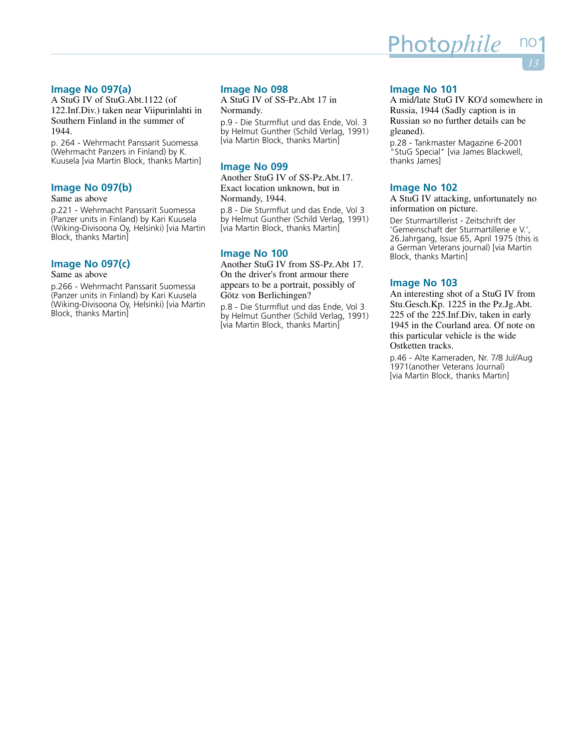### Image No 097(a)

A StuG IV of StuG.Abt.1122 (of 122.Inf.Div.) taken near Viipurinlahti in Southern Finland in the summer of 1944.

p. 264 - Wehrmacht Panssarit Suomessa (Wehrmacht Panzers in Finland) by K. Kuusela [via Martin Block, thanks Martin]

### Image No 097(b)

Same as above

p.221 - Wehrmacht Panssarit Suomessa (Panzer units in Finland) by Kari Kuusela (Wiking-Divisoona Oy, Helsinki) [via Martin Block, thanks Martin]

### Image No 097(c)

Same as above

p.266 - Wehrmacht Panssarit Suomessa (Panzer units in Finland) by Kari Kuusela (Wiking-Divisoona Oy, Helsinki) [via Martin Block, thanks Martin]

### Image No 098

A StuG IV of SS-Pz.Abt 17 in Normandy.

p.9 - Die Sturmflut und das Ende, Vol. 3 by Helmut Gunther (Schild Verlag, 1991) [via Martin Block, thanks Martin]

### Image No 099

Another StuG IV of SS-Pz.Abt.17. Exact location unknown, but in Normandy, 1944.

p.8 - Die Sturmflut und das Ende, Vol 3 by Helmut Gunther (Schild Verlag, 1991) [via Martin Block, thanks Martin]

### Image No 100

Another StuG IV from SS-Pz.Abt 17. On the driver's front armour there appears to be a portrait, possibly of Götz von Berlichingen?

p.8 - Die Sturmflut und das Ende, Vol 3 by Helmut Gunther (Schild Verlag, 1991) [via Martin Block, thanks Martin]

### Image No 101

A mid/late StuG IV KO'd somewhere in Russia, 1944 (Sadly caption is in Russian so no further details can be gleaned).

p.28 - Tankmaster Magazine 6-2001 "StuG Special" [via James Blackwell, thanks James]

### Image No 102

A StuG IV attacking, unfortunately no information on picture.

Der Sturmartillerist - Zeitschrift der 'Gemeinschaft der Sturmartillerie e V.', 26.Jahrgang, Issue 65, April 1975 (this is a German Veterans journal) [via Martin Block, thanks Martin]

### Image No 103

An interesting shot of a StuG IV from Stu.Gesch.Kp. 1225 in the Pz.Jg.Abt. 225 of the 225.Inf.Div, taken in early 1945 in the Courland area. Of note on this particular vehicle is the wide Ostketten tracks.

p.46 - Alte Kameraden, Nr. 7/8 Jul/Aug 1971(another Veterans Journal) [via Martin Block, thanks Martin]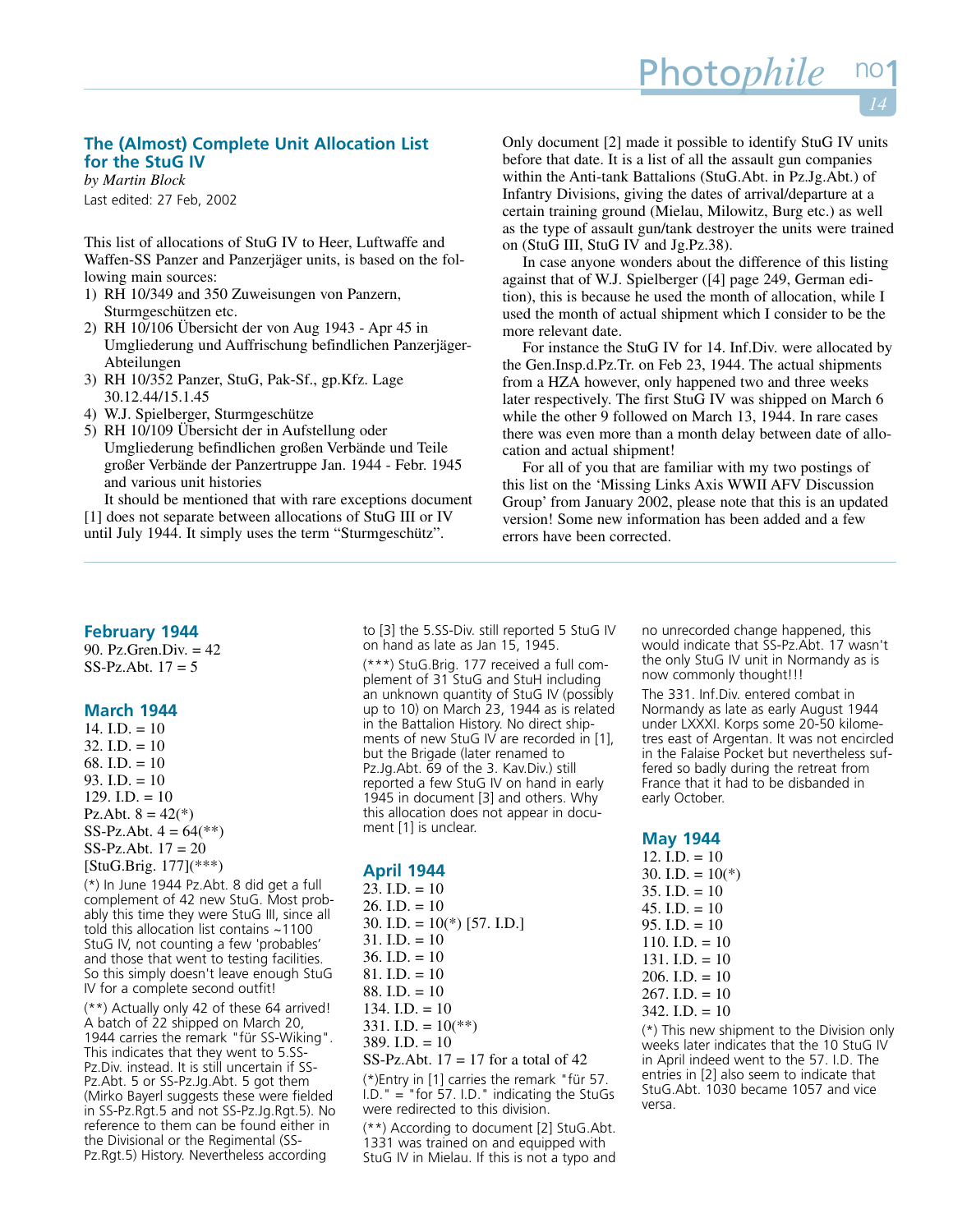## The (Almost) Complete Unit Allocation List for the StuG IV

*by Martin Block*

Last edited: 27 Feb, 2002

This list of allocations of StuG IV to Heer, Luftwaffe and Waffen-SS Panzer and Panzerjäger units, is based on the following main sources:

1) RH 10/349 and 350 Zuweisungen von Panzern, Sturmgeschützen etc.
2) RH 10/106 Übersicht der von Aug 1943 - Apr 45 in Umgliederung und Auffrischung befindlichen Panzerjäger-Abteilungen
3) RH 10/352 Panzer, StuG, Pak-Sf., gp.Kfz. Lage 30.12.44/15.1.45
4) W.J. Spielberger, Sturmgeschütze
5) RH 10/109 Übersicht der in Aufstellung oder Umgliederung befindlichen großen Verbände und Teile großer Verbände der Panzertruppe Jan. 1944 - Febr. 1945 and various unit histories

It should be mentioned that with rare exceptions document [1] does not separate between allocations of StuG III or IV until July 1944. It simply uses the term "Sturmgeschütz". Only document [2] made it possible to identify StuG IV units before that date. It is a list of all the assault gun companies within the Anti-tank Battalions (StuG.Abt. in Pz.Jg.Abt.) of Infantry Divisions, giving the dates of arrival/departure at a certain training ground (Mielau, Milowitz, Burg etc.) as well as the type of assault gun/tank destroyer the units were trained on (StuG III, StuG IV and Jg.Pz.38).

In case anyone wonders about the difference of this listing against that of W.J. Spielberger ([4] page 249, German edition), this is because he used the month of allocation, while I used the month of actual shipment which I consider to be the more relevant date.

For instance the StuG IV for 14. Inf.Div. were allocated by the Gen.Insp.d.Pz.Tr. on Feb 23, 1944. The actual shipments from a HZA however, only happened two and three weeks later respectively. The first StuG IV was shipped on March 6 while the other 9 followed on March 13, 1944. In rare cases there was even more than a month delay between date of allocation and actual shipment!

For all of you that are familiar with my two postings of this list on the 'Missing Links Axis WWII AFV Discussion Group' from January 2002, please note that this is an updated version! Some new information has been added and a few errors have been corrected.

### February 1944

90. Pz.Gren.Div. = 42
SS-Pz.Abt. 17 = 5

### March 1944

14. I.D. = 10
32. I.D. = 10
68. I.D. = 10
93. I.D. = 10
129. I.D. = 10
Pz.Abt. 8 = 42(*)
SS-Pz.Abt. 4 = 64(**)
SS-Pz.Abt. 17 = 20
[StuG.Brig. 177](***)

(*) In June 1944 Pz.Abt. 8 did get a full complement of 42 new StuG. Most probably this time they were StuG III, since all told this allocation list contains ~1100 StuG IV, not counting a few 'probables' and those that went to testing facilities. So this simply doesn't leave enough StuG IV for a complete second outfit!

(**) Actually only 42 of these 64 arrived! A batch of 22 shipped on March 20, 1944 carries the remark "für SS-Wiking". This indicates that they went to 5.SS-Pz.Div. instead. It is still uncertain if SS-Pz.Abt. 5 or SS-Pz.Jg.Abt. 5 got them (Mirko Bayerl suggests these were fielded in SS-Pz.Rgt.5 and not SS-Pz.Jg.Rgt.5). No reference to them can be found either in the Divisional or the Regimental (SS-Pz.Rgt.5) History. Nevertheless according to [3] the 5.SS-Div. still reported 5 StuG IV on hand as late as Jan 15, 1945.

(***) StuG.Brig. 177 received a full complement of 31 StuG and StuH including an unknown quantity of StuG IV (possibly up to 10) on March 23, 1944 as is related in the Battalion History. No direct shipments of new StuG IV are recorded in [1], but the Brigade (later renamed to Pz.Jg.Abt. 69 of the 3. Kav.Div.) still reported a few StuG IV on hand in early 1945 in document [3] and others. Why this allocation does not appear in document [1] is unclear.

### April 1944

23. I.D. = 10
26. I.D. = 10
30. I.D. = 10(*) [57. I.D.]
31. I.D. = 10
36. I.D. = 10
81. I.D. = 10
88. I.D. = 10
134. I.D. = 10
331. I.D. = 10(**)
389. I.D. = 10
SS-Pz.Abt. 17 = 17 for a total of 42

(*)Entry in [1] carries the remark "für 57. I.D." = "for 57. I.D." indicating the StuGs were redirected to this division.

(**) According to document [2] StuG.Abt. 1331 was trained on and equipped with StuG IV in Mielau. If this is not a typo and no unrecorded change happened, this would indicate that SS-Pz.Abt. 17 wasn't the only StuG IV unit in Normandy as is now commonly thought!!!

The 331. Inf.Div. entered combat in Normandy as late as early August 1944 under LXXXI. Korps some 20-50 kilometres east of Argentan. It was not encircled in the Falaise Pocket but nevertheless suffered so badly during the retreat from France that it had to be disbanded in early October.

### May 1944

12. I.D. = 10
30. I.D. = 10(*)
35. I.D. = 10
45. I.D. = 10
95. I.D. = 10
110. I.D. = 10
131. I.D. = 10
206. I.D. = 10
267. I.D. = 10
342. I.D. = 10

(*) This new shipment to the Division only weeks later indicates that the 10 StuG IV in April indeed went to the 57. I.D. The entries in [2] also seem to indicate that StuG.Abt. 1030 became 1057 and vice versa.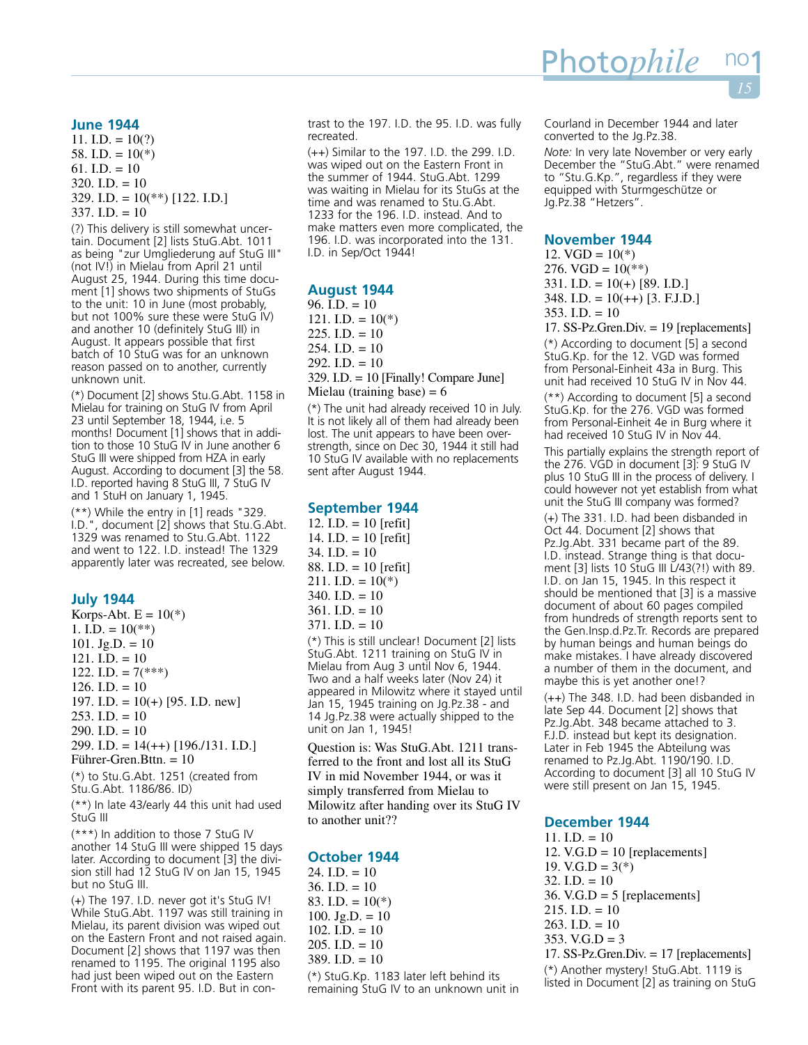## June 1944

11. I.D. = 10(?)
58. I.D. = 10(*)
61. I.D. = 10
320. I.D. = 10
329. I.D. = 10(**) [122. I.D.]
337. I.D. = 10

(?) This delivery is still somewhat uncertain. Document [2] lists StuG.Abt. 1011 as being "zur Umgliederung auf StuG III" (not IV!) in Mielau from April 21 until August 25, 1944. During this time document [1] shows two shipments of StuGs to the unit: 10 in June (most probably, but not 100% sure these were StuG IV) and another 10 (definitely StuG III) in August. It appears possible that first batch of 10 StuG was for an unknown reason passed on to another, currently unknown unit.

(*) Document [2] shows Stu.G.Abt. 1158 in Mielau for training on StuG IV from April 23 until September 18, 1944, i.e. 5 months! Document [1] shows that in addition to those 10 StuG IV in June another 6 StuG III were shipped from HZA in early August. According to document [3] the 58. I.D. reported having 8 StuG III, 7 StuG IV and 1 StuH on January 1, 1945.

(**) While the entry in [1] reads "329. I.D.", document [2] shows that Stu.G.Abt. 1329 was renamed to Stu.G.Abt. 1122 and went to 122. I.D. instead! The 1329 apparently later was recreated, see below.

## July 1944

Korps-Abt. E = 10(*)
1. I.D. = 10(**)
101. Jg.D. = 10
121. I.D. = 10
122. I.D. = 7(***)
126. I.D. = 10
197. I.D. = 10(+) [95. I.D. new]
253. I.D. = 10
290. I.D. = 10
299. I.D. = 14(++) [196./131. I.D.]
Führer-Gren.Bttn. = 10

(*) to Stu.G.Abt. 1251 (created from Stu.G.Abt. 1186/86. ID)

(**) In late 43/early 44 this unit had used StuG III

(***) In addition to those 7 StuG IV another 14 StuG III were shipped 15 days later. According to document [3] the division still had 12 StuG IV on Jan 15, 1945 but no StuG III.

(+) The 197. I.D. never got it's StuG IV! While StuG.Abt. 1197 was still training in Mielau, its parent division was wiped out on the Eastern Front and not raised again. Document [2] shows that 1197 was then renamed to 1195. The original 1195 also had just been wiped out on the Eastern Front with its parent 95. I.D. But in contrast to the 197. I.D. the 95. I.D. was fully recreated.

(++) Similar to the 197. I.D. the 299. I.D. was wiped out on the Eastern Front in the summer of 1944. StuG.Abt. 1299 was waiting in Mielau for its StuGs at the time and was renamed to Stu.G.Abt. 1233 for the 196. I.D. instead. And to make matters even more complicated, the 196. I.D. was incorporated into the 131. I.D. in Sep/Oct 1944!

## August 1944

96. I.D. = 10
121. I.D. = 10(*)
225. I.D. = 10
254. I.D. = 10
292. I.D. = 10
329. I.D. = 10 [Finally! Compare June]
Mielau (training base) = 6

(*) The unit had already received 10 in July. It is not likely all of them had already been lost. The unit appears to have been overstrength, since on Dec 30, 1944 it still had 10 StuG IV available with no replacements sent after August 1944.

## September 1944

12. I.D. = 10 [refit]
14. I.D. = 10 [refit]
34. I.D. = 10
88. I.D. = 10 [refit]
211. I.D. = 10(*)
340. I.D. = 10
361. I.D. = 10
371. I.D. = 10

(*) This is still unclear! Document [2] lists StuG.Abt. 1211 training on StuG IV in Mielau from Aug 3 until Nov 6, 1944. Two and a half weeks later (Nov 24) it appeared in Milowitz where it stayed until Jan 15, 1945 training on Jg.Pz.38 - and 14 Jg.Pz.38 were actually shipped to the unit on Jan 1, 1945!

Question is: Was StuG.Abt. 1211 transferred to the front and lost all its StuG IV in mid November 1944, or was it simply transferred from Mielau to Milowitz after handing over its StuG IV to another unit??

## October 1944

24. I.D. = 10
36. I.D. = 10
83. I.D. = 10(*)
100. Jg.D. = 10
102. I.D. = 10
205. I.D. = 10
389. I.D. = 10

(*) StuG.Kp. 1183 later left behind its remaining StuG IV to an unknown unit in Courland in December 1944 and later converted to the Jg.Pz.38.

*Note:* In very late November or very early December the "StuG.Abt." were renamed to "Stu.G.Kp.", regardless if they were equipped with Sturmgeschütze or Jg.Pz.38 "Hetzers".

## November 1944

12. VGD = 10(*)
276. VGD = 10(**)
331. I.D. = 10(+) [89. I.D.]
348. I.D. = 10(++) [3. F.J.D.]
353. I.D. = 10
17. SS-Pz.Gren.Div. = 19 [replacements]

(*) According to document [5] a second StuG.Kp. for the 12. VGD was formed from Personal-Einheit 43a in Burg. This unit had received 10 StuG IV in Nov 44.

(**) According to document [5] a second StuG.Kp. for the 276. VGD was formed from Personal-Einheit 4e in Burg where it had received 10 StuG IV in Nov 44.

This partially explains the strength report of the 276. VGD in document [3]: 9 StuG IV plus 10 StuG III in the process of delivery. I could however not yet establish from what unit the StuG III company was formed?

(+) The 331. I.D. had been disbanded in Oct 44. Document [2] shows that Pz.Jg.Abt. 331 became part of the 89. I.D. instead. Strange thing is that document [3] lists 10 StuG III L/43(?!) with 89. I.D. on Jan 15, 1945. In this respect it should be mentioned that [3] is a massive document of about 60 pages compiled from hundreds of strength reports sent to the Gen.Insp.d.Pz.Tr. Records are prepared by human beings and human beings do make mistakes. I have already discovered a number of them in the document, and maybe this is yet another one!?

(++) The 348. I.D. had been disbanded in late Sep 44. Document [2] shows that Pz.Jg.Abt. 348 became attached to 3. F.J.D. instead but kept its designation. Later in Feb 1945 the Abteilung was renamed to Pz.Jg.Abt. 1190/190. I.D. According to document [3] all 10 StuG IV were still present on Jan 15, 1945.

## December 1944

11. I.D. = 10
12. V.G.D = 10 [replacements]
19. V.G.D = 3(*)
32. I.D. = 10
36. V.G.D = 5 [replacements]
215. I.D. = 10
263. I.D. = 10
353. V.G.D = 3
17. SS-Pz.Gren.Div. = 17 [replacements]

(*) Another mystery! StuG.Abt. 1119 is listed in Document [2] as training on StuG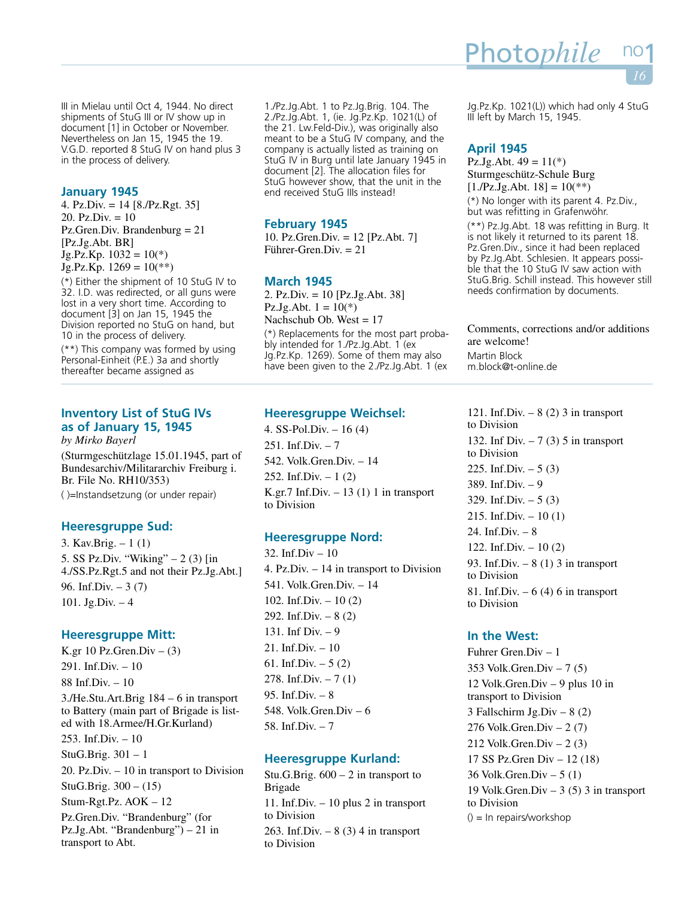III in Mielau until Oct 4, 1944. No direct shipments of StuG III or IV show up in document [1] in October or November. Nevertheless on Jan 15, 1945 the 19. V.G.D. reported 8 StuG IV on hand plus 3 in the process of delivery.

### January 1945

4. Pz.Div. = 14 [8./Pz.Rgt. 35]
20. Pz.Div. = 10
Pz.Gren.Div. Brandenburg = 21 [Pz.Jg.Abt. BR]
Jg.Pz.Kp. 1032 = 10(*)
Jg.Pz.Kp. 1269 = 10(**)

(*) Either the shipment of 10 StuG IV to 32. I.D. was redirected, or all guns were lost in a very short time. According to document [3] on Jan 15, 1945 the Division reported no StuG on hand, but 10 in the process of delivery.

(**) This company was formed by using Personal-Einheit (P.E.) 3a and shortly thereafter became assigned as 1./Pz.Jg.Abt. 1 to Pz.Jg.Brig. 104. The 2./Pz.Jg.Abt. 1, (ie. Jg.Pz.Kp. 1021(L) of the 21. Lw.Feld-Div.), was originally also meant to be a StuG IV company, and the company is actually listed as training on StuG IV in Burg until late January 1945 in document [2]. The allocation files for StuG however show, that the unit in the end received StuG IIIs instead!

### February 1945

10. Pz.Gren.Div. = 12 [Pz.Abt. 7]
Führer-Gren.Div. = 21

### March 1945

2. Pz.Div. = 10 [Pz.Jg.Abt. 38]
Pz.Jg.Abt. 1 = 10(*)
Nachschub Ob. West = 17

(*) Replacements for the most part probably intended for 1./Pz.Jg.Abt. 1 (ex Jg.Pz.Kp. 1269). Some of them may also have been given to the 2./Pz.Jg.Abt. 1 (ex Jg.Pz.Kp. 1021(L)) which had only 4 StuG III left by March 15, 1945.

### April 1945

Pz.Jg.Abt. 49 = 11(*)
Sturmgeschütz-Schule Burg [1./Pz.Jg.Abt. 18] = 10(**)

(*) No longer with its parent 4. Pz.Div., but was refitting in Grafenwöhr.

(**) Pz.Jg.Abt. 18 was refitting in Burg. It is not likely it returned to its parent 18. Pz.Gren.Div., since it had been replaced by Pz.Jg.Abt. Schlesien. It appears possible that the 10 StuG IV saw action with StuG.Brig. Schill instead. This however still needs confirmation by documents.

Comments, corrections and/or additions are welcome!
Martin Block
m.block@t-online.de

## Inventory List of StuG IVs as of January 15, 1945

*by Mirko Bayerl*

(Sturmgeschützlage 15.01.1945, part of Bundesarchiv/Militararchiv Freiburg i. Br. File No. RH10/353)

( )=Instandsetzung (or under repair)

### Heeresgruppe Sud:

3. Kav.Brig. – 1 (1)
5. SS Pz.Div. "Wiking" – 2 (3) [in 4./SS.Pz.Rgt.5 and not their Pz.Jg.Abt.]
96. Inf.Div. – 3 (7)
101. Jg.Div. – 4

### Heeresgruppe Mitt:

K.gr 10 Pz.Gren.Div – (3)
291. Inf.Div. – 10
88 Inf.Div. – 10
3./He.Stu.Art.Brig 184 – 6 in transport to Battery (main part of Brigade is listed with 18.Armee/H.Gr.Kurland)
253. Inf.Div. – 10
StuG.Brig. 301 – 1
20. Pz.Div. – 10 in transport to Division
StuG.Brig. 300 – (15)
Stum-Rgt.Pz. AOK – 12
Pz.Gren.Div. "Brandenburg" (for Pz.Jg.Abt. "Brandenburg") – 21 in transport to Abt.

### Heeresgruppe Weichsel:

4. SS-Pol.Div. – 16 (4)
251. Inf.Div. – 7
542. Volk.Gren.Div. – 14
252. Inf.Div. – 1 (2)
K.gr.7 Inf.Div. – 13 (1) 1 in transport to Division

### Heeresgruppe Nord:

32. Inf.Div – 10
4. Pz.Div. – 14 in transport to Division
541. Volk.Gren.Div. – 14
102. Inf.Div. – 10 (2)
292. Inf.Div. – 8 (2)
131. Inf Div. – 9
21. Inf.Div. – 10
61. Inf.Div. – 5 (2)
278. Inf.Div. – 7 (1)
95. Inf.Div. – 8
548. Volk.Gren.Div – 6
58. Inf.Div. – 7

### Heeresgruppe Kurland:

Stu.G.Brig. 600 – 2 in transport to Brigade
11. Inf.Div. – 10 plus 2 in transport to Division
263. Inf.Div. – 8 (3) 4 in transport to Division
121. Inf.Div. – 8 (2) 3 in transport to Division
132. Inf Div. – 7 (3) 5 in transport to Division
225. Inf.Div. – 5 (3)
389. Inf.Div. – 9
329. Inf.Div. – 5 (3)
215. Inf.Div. – 10 (1)
24. Inf.Div. – 8
122. Inf.Div. – 10 (2)
93. Inf.Div. – 8 (1) 3 in transport to Division
81. Inf.Div. – 6 (4) 6 in transport to Division

### In the West:

Fuhrer Gren.Div – 1
353 Volk.Gren.Div – 7 (5)
12 Volk.Gren.Div – 9 plus 10 in transport to Division
3 Fallschirm Jg.Div – 8 (2)
276 Volk.Gren.Div – 2 (7)
212 Volk.Gren.Div – 2 (3)
17 SS Pz.Gren Div – 12 (18)
36 Volk.Gren.Div – 5 (1)
19 Volk.Gren.Div – 3 (5) 3 in transport to Division

() = In repairs/workshop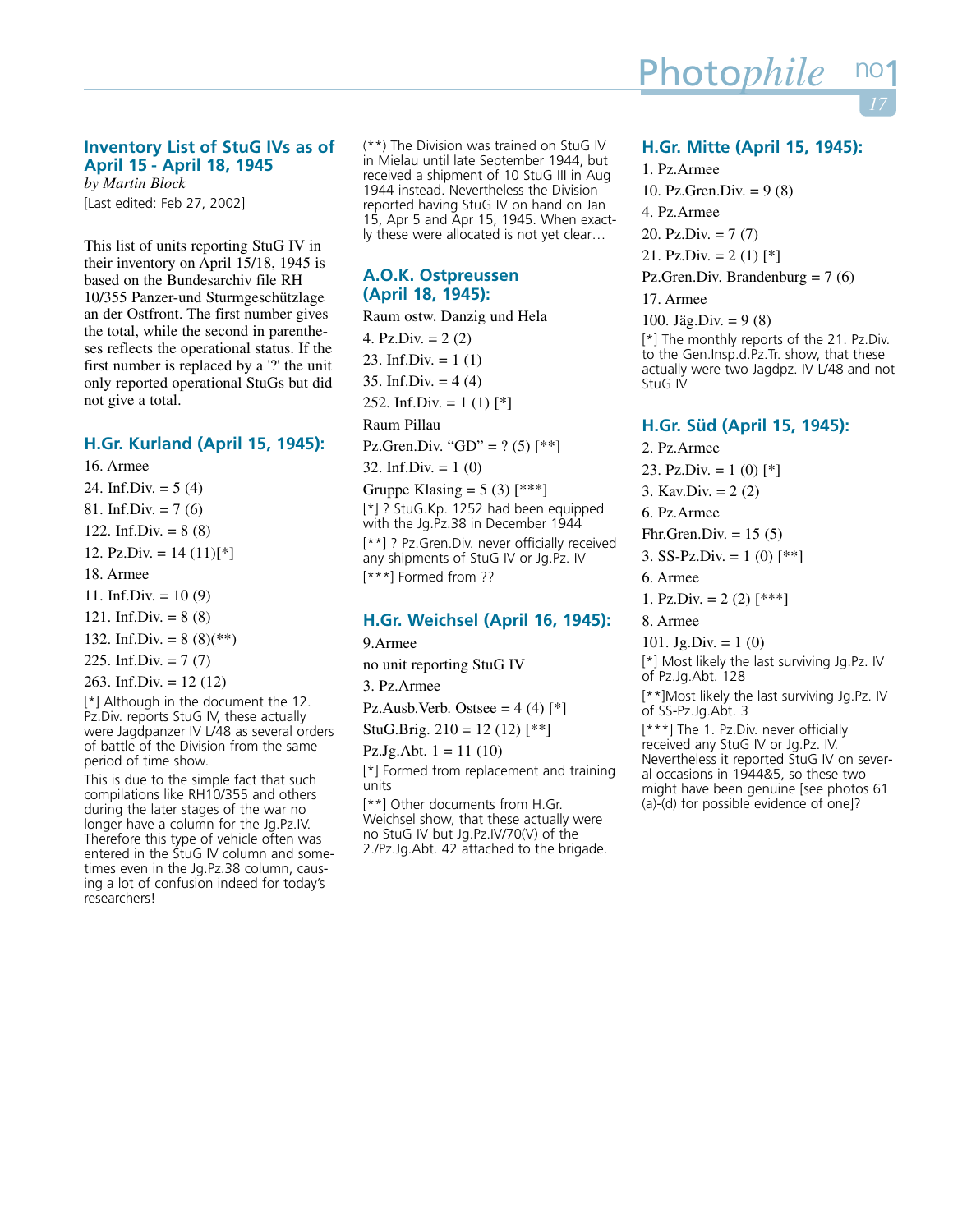## Inventory List of StuG IVs as of April 15 - April 18, 1945

*by Martin Block*

[Last edited: Feb 27, 2002]

This list of units reporting StuG IV in their inventory on April 15/18, 1945 is based on the Bundesarchiv file RH 10/355 Panzer-und Sturmgeschützlage an der Ostfront. The first number gives the total, while the second in parentheses reflects the operational status. If the first number is replaced by a '?' the unit only reported operational StuGs but did not give a total.

### H.Gr. Kurland (April 15, 1945):

16. Armee

24. Inf.Div. = 5 (4)

81. Inf.Div. = 7 (6)

122. Inf.Div. = 8 (8)

12. Pz.Div. = 14 (11)[*]

18. Armee

11. Inf.Div. = 10 (9)

121. Inf.Div. = 8 (8)

132. Inf.Div. = 8 (8)(**)

225. Inf.Div. = 7 (7)

263. Inf.Div. = 12 (12)

[*] Although in the document the 12. Pz.Div. reports StuG IV, these actually were Jagdpanzer IV L/48 as several orders of battle of the Division from the same period of time show.

This is due to the simple fact that such compilations like RH10/355 and others during the later stages of the war no longer have a column for the Jg.Pz.IV. Therefore this type of vehicle often was entered in the StuG IV column and sometimes even in the Jg.Pz.38 column, causing a lot of confusion indeed for today's researchers!

(**) The Division was trained on StuG IV in Mielau until late September 1944, but received a shipment of 10 StuG III in Aug 1944 instead. Nevertheless the Division reported having StuG IV on hand on Jan 15, Apr 5 and Apr 15, 1945. When exactly these were allocated is not yet clear…

### A.O.K. Ostpreussen (April 18, 1945):

Raum ostw. Danzig und Hela

4. Pz.Div. = 2 (2)

23. Inf.Div. = 1 (1)

35. Inf.Div. = 4 (4)

252. Inf.Div. = 1 (1) [*]

Raum Pillau

Pz.Gren.Div. "GD" = ? (5) [**]

32. Inf.Div. = 1 (0)

Gruppe Klasing = 5 (3) [***]

[*] ? StuG.Kp. 1252 had been equipped with the Jg.Pz.38 in December 1944

[**] ? Pz.Gren.Div. never officially received any shipments of StuG IV or Jg.Pz. IV

[***] Formed from ??

### H.Gr. Weichsel (April 16, 1945):

9.Armee

no unit reporting StuG IV

3. Pz.Armee

Pz.Ausb.Verb. Ostsee = 4 (4) [*]

StuG.Brig. 210 = 12 (12) [**]

Pz.Jg.Abt. 1 = 11 (10)

[*] Formed from replacement and training units

[**] Other documents from H.Gr. Weichsel show, that these actually were no StuG IV but Jg.Pz.IV/70(V) of the 2./Pz.Jg.Abt. 42 attached to the brigade.

### H.Gr. Mitte (April 15, 1945):

1. Pz.Armee

10. Pz.Gren.Div. = 9 (8)

4. Pz.Armee

20. Pz.Div. = 7 (7)

21. Pz.Div. = 2 (1) [*]

Pz.Gren.Div. Brandenburg = 7 (6)

17. Armee

100. Jäg.Div. = 9 (8)

[*] The monthly reports of the 21. Pz.Div. to the Gen.Insp.d.Pz.Tr. show, that these actually were two Jagdpz. IV L/48 and not StuG IV

### H.Gr. Süd (April 15, 1945):

2. Pz.Armee

23. Pz.Div. = 1 (0) [*]

3. Kav.Div. = 2 (2)

6. Pz.Armee

Fhr.Gren.Div. = 15 (5)

3. SS-Pz.Div. = 1 (0) [**]

6. Armee

1. Pz.Div. = 2 (2) [***]

8. Armee

101. Jg.Div. = 1 (0)

[*] Most likely the last surviving Jg.Pz. IV of Pz.Jg.Abt. 128

[**]Most likely the last surviving Jg.Pz. IV of SS-Pz.Jg.Abt. 3

[***] The 1. Pz.Div. never officially received any StuG IV or Jg.Pz. IV. Nevertheless it reported StuG IV on several occasions in 1944&5, so these two might have been genuine [see photos 61 (a)-(d) for possible evidence of one]?